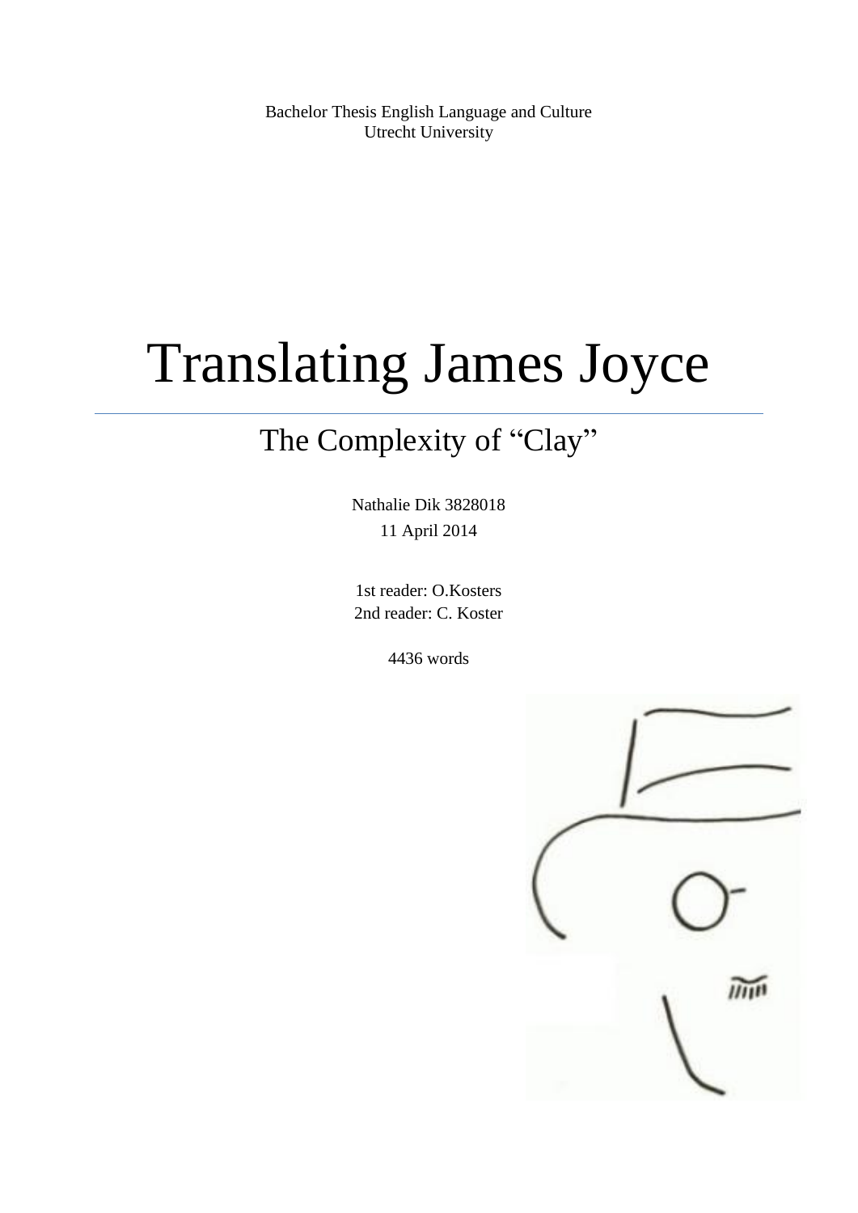Bachelor Thesis English Language and Culture
Utrecht University

# Translating James Joyce

## The Complexity of "Clay"

Nathalie Dik 3828018
11 April 2014

1st reader: O.Kosters
2nd reader: C. Koster

4436 words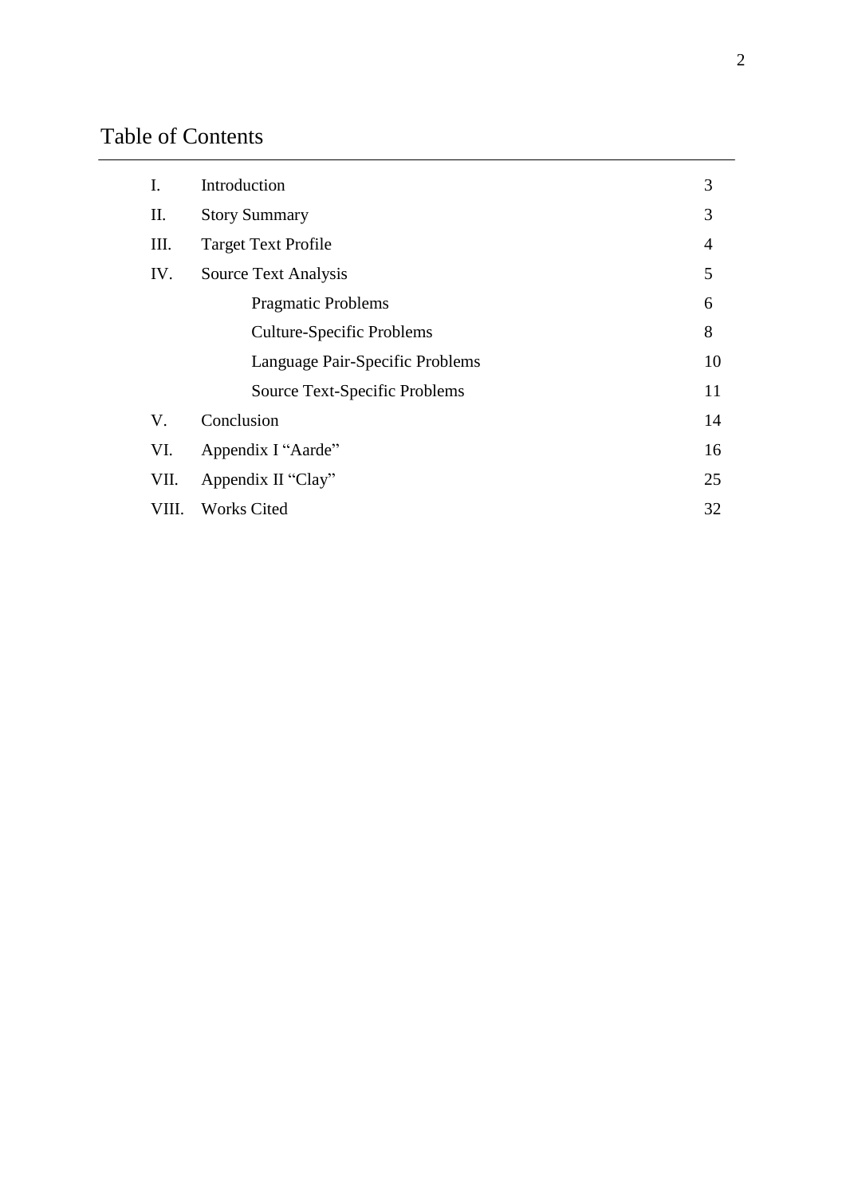# Table of Contents

| | | |
|---|---|---|
| I. | Introduction | 3 |
| II. | Story Summary | 3 |
| III. | Target Text Profile | 4 |
| IV. | Source Text Analysis | 5 |
| | Pragmatic Problems | 6 |
| | Culture-Specific Problems | 8 |
| | Language Pair-Specific Problems | 10 |
| | Source Text-Specific Problems | 11 |
| V. | Conclusion | 14 |
| VI. | Appendix I "Aarde" | 16 |
| VII. | Appendix II "Clay" | 25 |
| VIII. | Works Cited | 32 |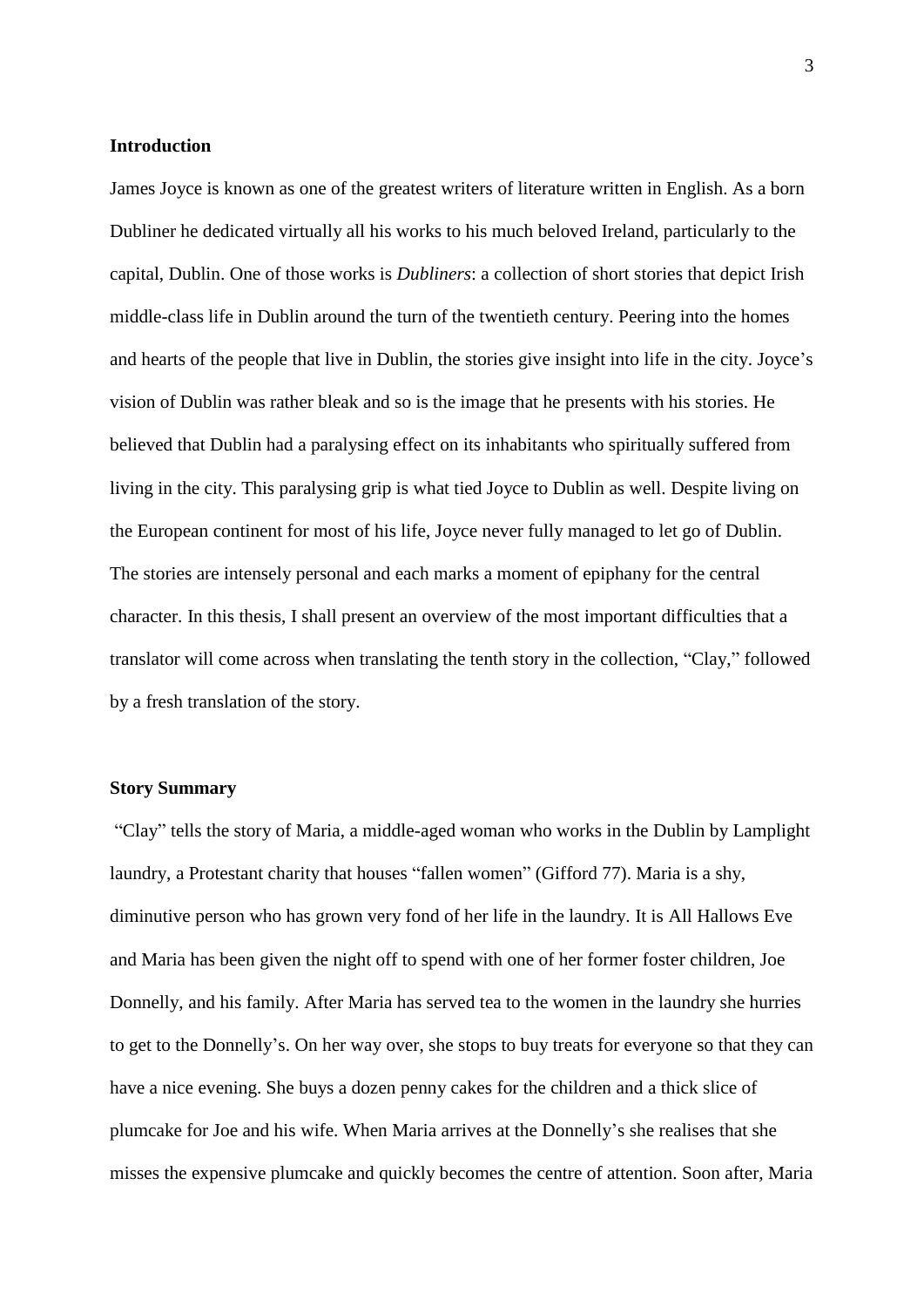**Introduction**

James Joyce is known as one of the greatest writers of literature written in English. As a born Dubliner he dedicated virtually all his works to his much beloved Ireland, particularly to the capital, Dublin. One of those works is *Dubliners*: a collection of short stories that depict Irish middle-class life in Dublin around the turn of the twentieth century. Peering into the homes and hearts of the people that live in Dublin, the stories give insight into life in the city. Joyce's vision of Dublin was rather bleak and so is the image that he presents with his stories. He believed that Dublin had a paralysing effect on its inhabitants who spiritually suffered from living in the city. This paralysing grip is what tied Joyce to Dublin as well. Despite living on the European continent for most of his life, Joyce never fully managed to let go of Dublin. The stories are intensely personal and each marks a moment of epiphany for the central character. In this thesis, I shall present an overview of the most important difficulties that a translator will come across when translating the tenth story in the collection, "Clay," followed by a fresh translation of the story.

**Story Summary**

"Clay" tells the story of Maria, a middle-aged woman who works in the Dublin by Lamplight laundry, a Protestant charity that houses "fallen women" (Gifford 77). Maria is a shy, diminutive person who has grown very fond of her life in the laundry. It is All Hallows Eve and Maria has been given the night off to spend with one of her former foster children, Joe Donnelly, and his family. After Maria has served tea to the women in the laundry she hurries to get to the Donnelly's. On her way over, she stops to buy treats for everyone so that they can have a nice evening. She buys a dozen penny cakes for the children and a thick slice of plumcake for Joe and his wife. When Maria arrives at the Donnelly's she realises that she misses the expensive plumcake and quickly becomes the centre of attention. Soon after, Maria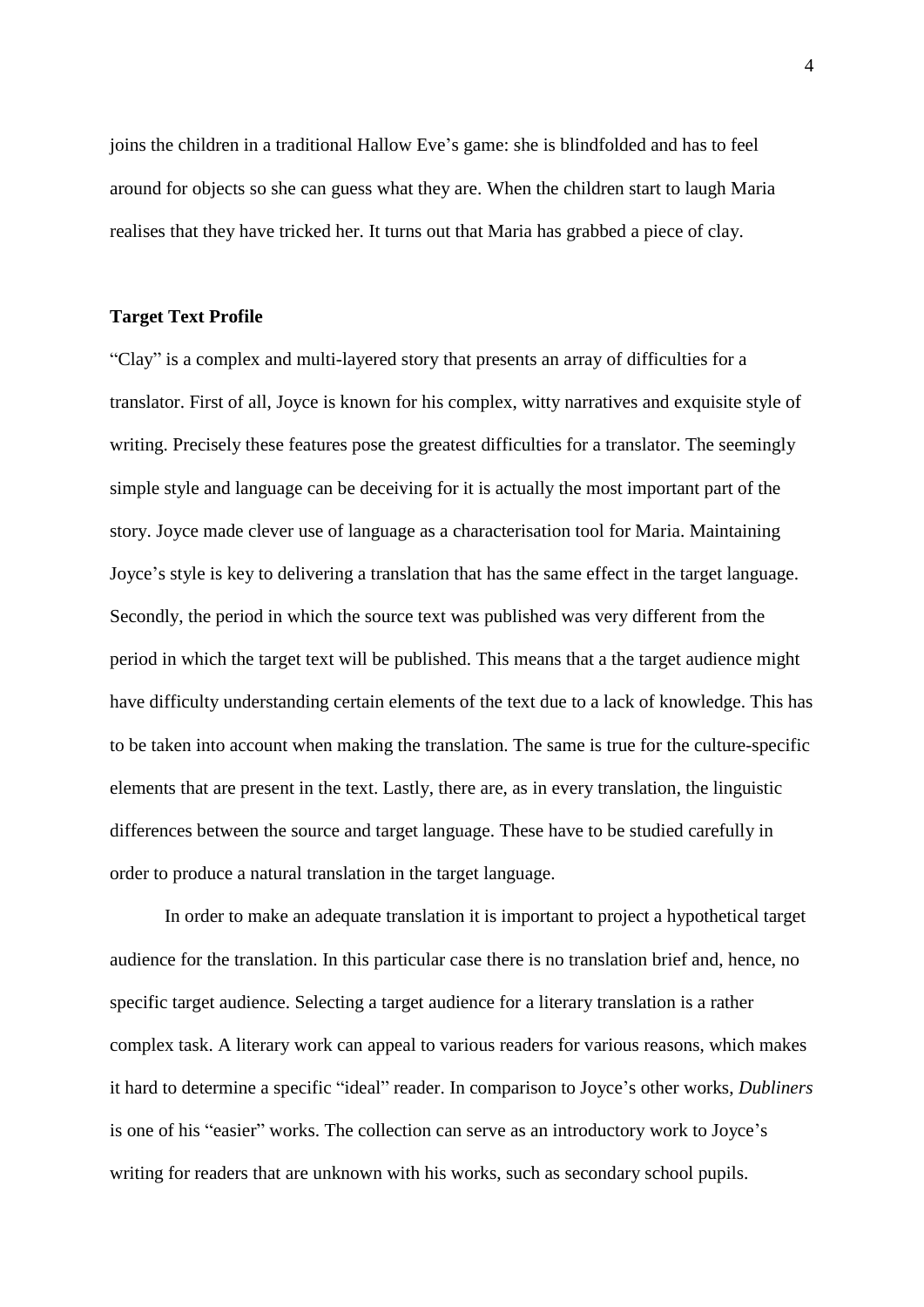joins the children in a traditional Hallow Eve's game: she is blindfolded and has to feel around for objects so she can guess what they are. When the children start to laugh Maria realises that they have tricked her. It turns out that Maria has grabbed a piece of clay.

**Target Text Profile**

"Clay" is a complex and multi-layered story that presents an array of difficulties for a translator. First of all, Joyce is known for his complex, witty narratives and exquisite style of writing. Precisely these features pose the greatest difficulties for a translator. The seemingly simple style and language can be deceiving for it is actually the most important part of the story. Joyce made clever use of language as a characterisation tool for Maria. Maintaining Joyce's style is key to delivering a translation that has the same effect in the target language. Secondly, the period in which the source text was published was very different from the period in which the target text will be published. This means that a the target audience might have difficulty understanding certain elements of the text due to a lack of knowledge. This has to be taken into account when making the translation. The same is true for the culture-specific elements that are present in the text. Lastly, there are, as in every translation, the linguistic differences between the source and target language. These have to be studied carefully in order to produce a natural translation in the target language.

In order to make an adequate translation it is important to project a hypothetical target audience for the translation. In this particular case there is no translation brief and, hence, no specific target audience. Selecting a target audience for a literary translation is a rather complex task. A literary work can appeal to various readers for various reasons, which makes it hard to determine a specific "ideal" reader. In comparison to Joyce's other works, *Dubliners* is one of his "easier" works. The collection can serve as an introductory work to Joyce's writing for readers that are unknown with his works, such as secondary school pupils.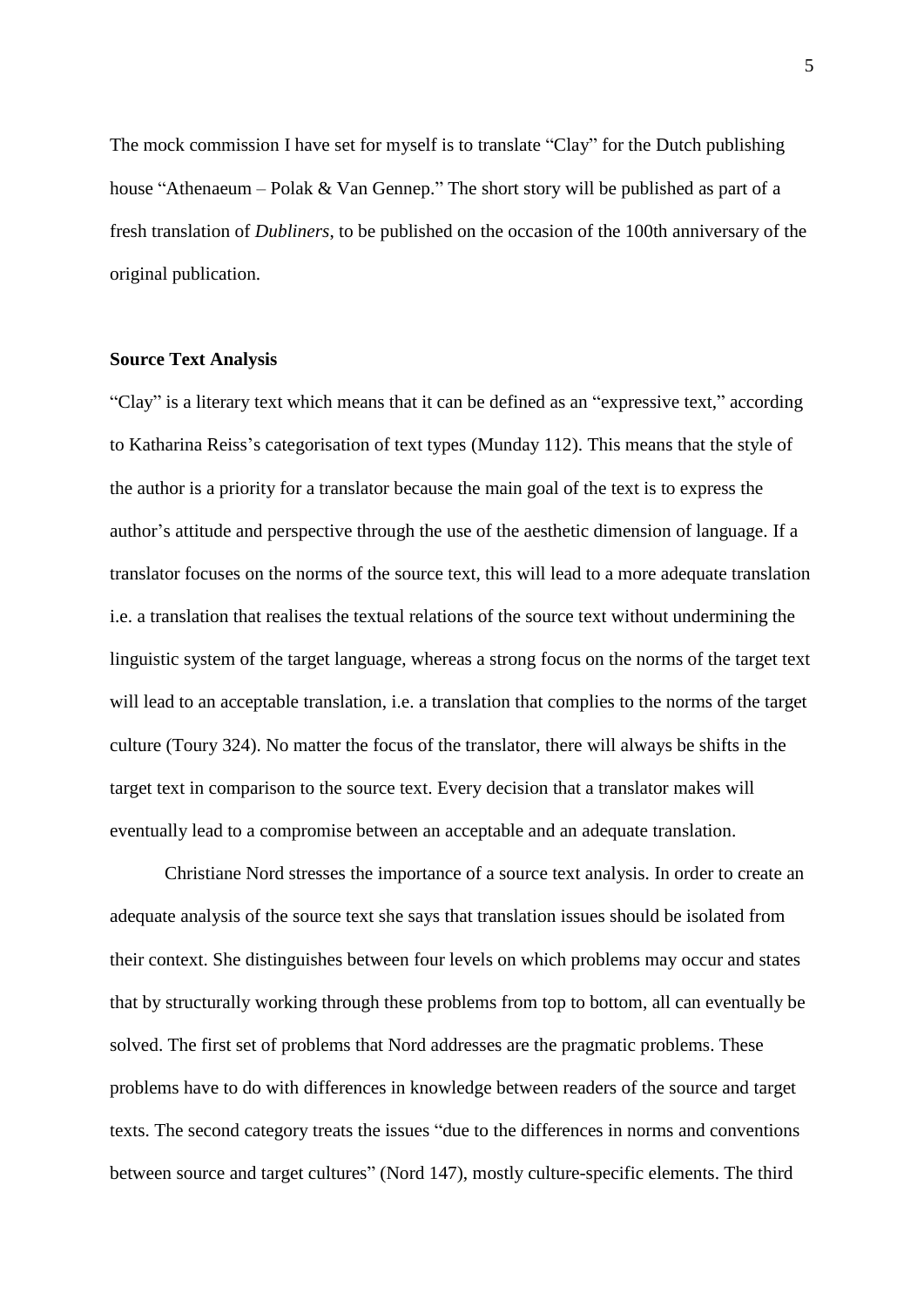The mock commission I have set for myself is to translate "Clay" for the Dutch publishing house "Athenaeum – Polak & Van Gennep." The short story will be published as part of a fresh translation of *Dubliners*, to be published on the occasion of the 100th anniversary of the original publication.

**Source Text Analysis**

"Clay" is a literary text which means that it can be defined as an "expressive text," according to Katharina Reiss's categorisation of text types (Munday 112). This means that the style of the author is a priority for a translator because the main goal of the text is to express the author's attitude and perspective through the use of the aesthetic dimension of language. If a translator focuses on the norms of the source text, this will lead to a more adequate translation i.e. a translation that realises the textual relations of the source text without undermining the linguistic system of the target language, whereas a strong focus on the norms of the target text will lead to an acceptable translation, i.e. a translation that complies to the norms of the target culture (Toury 324). No matter the focus of the translator, there will always be shifts in the target text in comparison to the source text. Every decision that a translator makes will eventually lead to a compromise between an acceptable and an adequate translation.

Christiane Nord stresses the importance of a source text analysis. In order to create an adequate analysis of the source text she says that translation issues should be isolated from their context. She distinguishes between four levels on which problems may occur and states that by structurally working through these problems from top to bottom, all can eventually be solved. The first set of problems that Nord addresses are the pragmatic problems. These problems have to do with differences in knowledge between readers of the source and target texts. The second category treats the issues "due to the differences in norms and conventions between source and target cultures" (Nord 147), mostly culture-specific elements. The third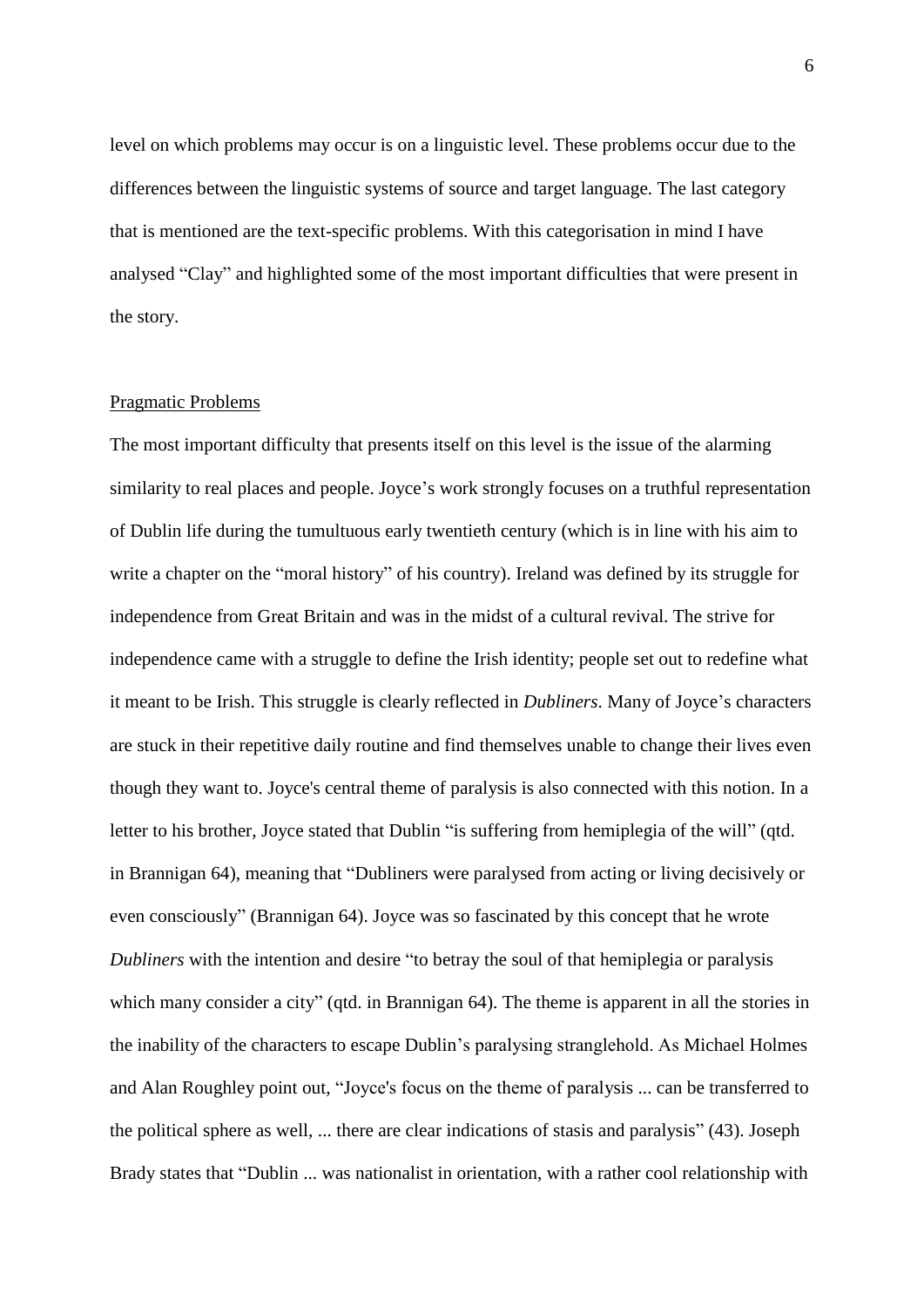level on which problems may occur is on a linguistic level. These problems occur due to the differences between the linguistic systems of source and target language. The last category that is mentioned are the text-specific problems. With this categorisation in mind I have analysed "Clay" and highlighted some of the most important difficulties that were present in the story.

## Pragmatic Problems

The most important difficulty that presents itself on this level is the issue of the alarming similarity to real places and people. Joyce's work strongly focuses on a truthful representation of Dublin life during the tumultuous early twentieth century (which is in line with his aim to write a chapter on the "moral history" of his country). Ireland was defined by its struggle for independence from Great Britain and was in the midst of a cultural revival. The strive for independence came with a struggle to define the Irish identity; people set out to redefine what it meant to be Irish. This struggle is clearly reflected in *Dubliners*. Many of Joyce's characters are stuck in their repetitive daily routine and find themselves unable to change their lives even though they want to. Joyce's central theme of paralysis is also connected with this notion. In a letter to his brother, Joyce stated that Dublin "is suffering from hemiplegia of the will" (qtd. in Brannigan 64), meaning that "Dubliners were paralysed from acting or living decisively or even consciously" (Brannigan 64). Joyce was so fascinated by this concept that he wrote *Dubliners* with the intention and desire "to betray the soul of that hemiplegia or paralysis which many consider a city" (qtd. in Brannigan 64). The theme is apparent in all the stories in the inability of the characters to escape Dublin's paralysing stranglehold. As Michael Holmes and Alan Roughley point out, "Joyce's focus on the theme of paralysis ... can be transferred to the political sphere as well, ... there are clear indications of stasis and paralysis" (43). Joseph Brady states that "Dublin ... was nationalist in orientation, with a rather cool relationship with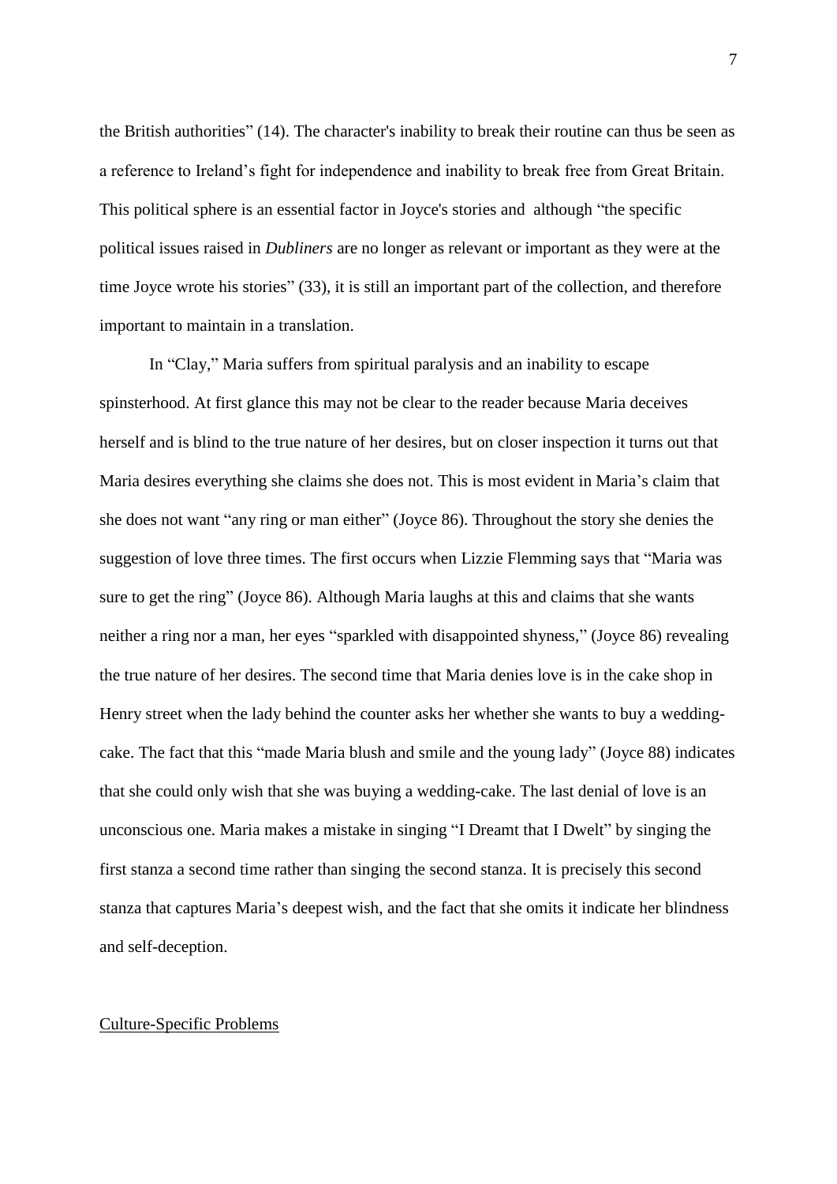the British authorities" (14). The character's inability to break their routine can thus be seen as a reference to Ireland's fight for independence and inability to break free from Great Britain. This political sphere is an essential factor in Joyce's stories and although "the specific political issues raised in *Dubliners* are no longer as relevant or important as they were at the time Joyce wrote his stories" (33), it is still an important part of the collection, and therefore important to maintain in a translation.

In "Clay," Maria suffers from spiritual paralysis and an inability to escape spinsterhood. At first glance this may not be clear to the reader because Maria deceives herself and is blind to the true nature of her desires, but on closer inspection it turns out that Maria desires everything she claims she does not. This is most evident in Maria's claim that she does not want "any ring or man either" (Joyce 86). Throughout the story she denies the suggestion of love three times. The first occurs when Lizzie Flemming says that "Maria was sure to get the ring" (Joyce 86). Although Maria laughs at this and claims that she wants neither a ring nor a man, her eyes "sparkled with disappointed shyness," (Joyce 86) revealing the true nature of her desires. The second time that Maria denies love is in the cake shop in Henry street when the lady behind the counter asks her whether she wants to buy a wedding-cake. The fact that this "made Maria blush and smile and the young lady" (Joyce 88) indicates that she could only wish that she was buying a wedding-cake. The last denial of love is an unconscious one. Maria makes a mistake in singing "I Dreamt that I Dwelt" by singing the first stanza a second time rather than singing the second stanza. It is precisely this second stanza that captures Maria's deepest wish, and the fact that she omits it indicate her blindness and self-deception.

## Culture-Specific Problems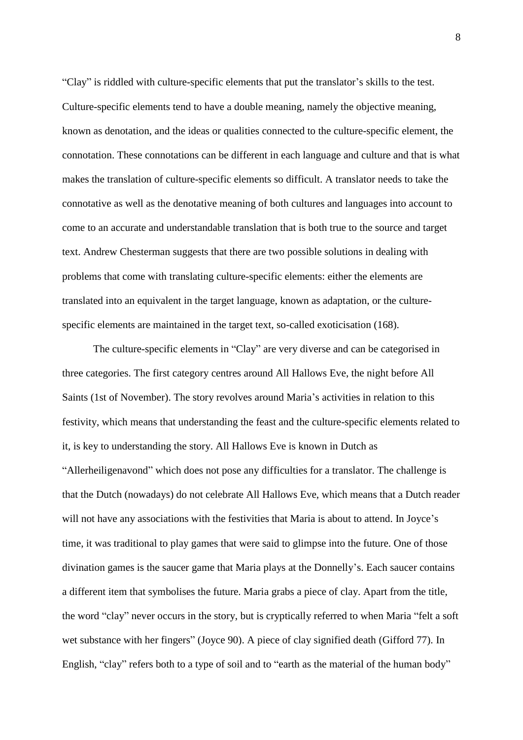"Clay" is riddled with culture-specific elements that put the translator's skills to the test. Culture-specific elements tend to have a double meaning, namely the objective meaning, known as denotation, and the ideas or qualities connected to the culture-specific element, the connotation. These connotations can be different in each language and culture and that is what makes the translation of culture-specific elements so difficult. A translator needs to take the connotative as well as the denotative meaning of both cultures and languages into account to come to an accurate and understandable translation that is both true to the source and target text. Andrew Chesterman suggests that there are two possible solutions in dealing with problems that come with translating culture-specific elements: either the elements are translated into an equivalent in the target language, known as adaptation, or the culture-specific elements are maintained in the target text, so-called exoticisation (168).

The culture-specific elements in "Clay" are very diverse and can be categorised in three categories. The first category centres around All Hallows Eve, the night before All Saints (1st of November). The story revolves around Maria's activities in relation to this festivity, which means that understanding the feast and the culture-specific elements related to it, is key to understanding the story. All Hallows Eve is known in Dutch as "Allerheiligenavond" which does not pose any difficulties for a translator. The challenge is that the Dutch (nowadays) do not celebrate All Hallows Eve, which means that a Dutch reader will not have any associations with the festivities that Maria is about to attend. In Joyce's time, it was traditional to play games that were said to glimpse into the future. One of those divination games is the saucer game that Maria plays at the Donnelly's. Each saucer contains a different item that symbolises the future. Maria grabs a piece of clay. Apart from the title, the word "clay" never occurs in the story, but is cryptically referred to when Maria "felt a soft wet substance with her fingers" (Joyce 90). A piece of clay signified death (Gifford 77). In English, "clay" refers both to a type of soil and to "earth as the material of the human body"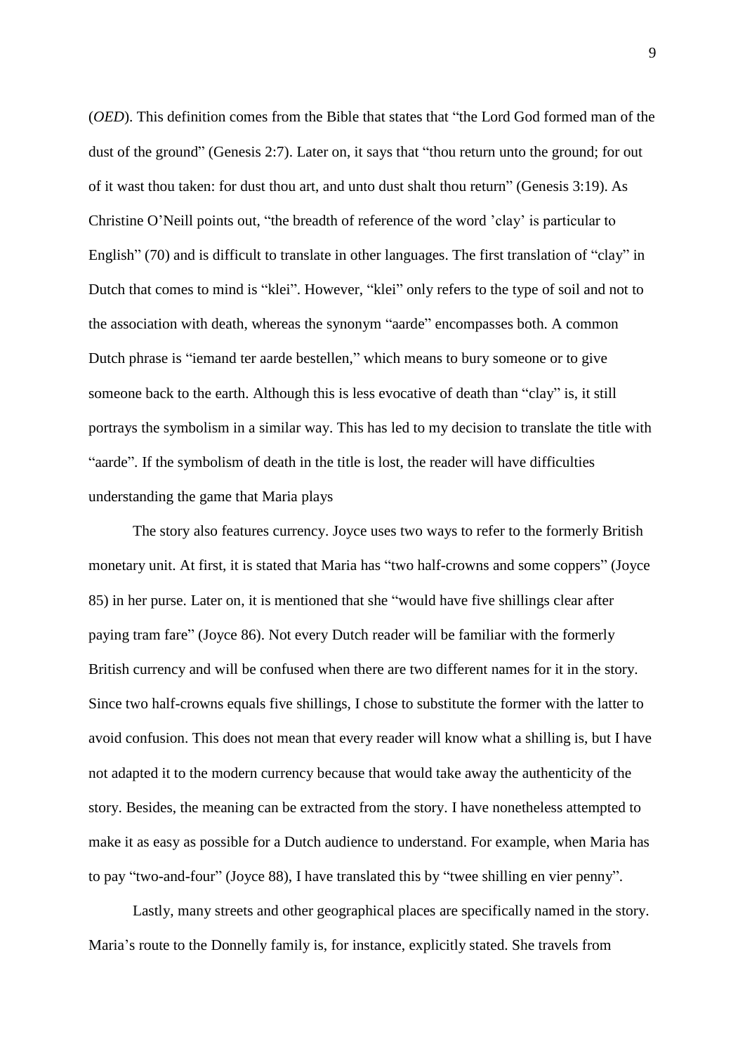(*OED*). This definition comes from the Bible that states that "the Lord God formed man of the dust of the ground" (Genesis 2:7). Later on, it says that "thou return unto the ground; for out of it wast thou taken: for dust thou art, and unto dust shalt thou return" (Genesis 3:19). As Christine O'Neill points out, "the breadth of reference of the word 'clay' is particular to English" (70) and is difficult to translate in other languages. The first translation of "clay" in Dutch that comes to mind is "klei". However, "klei" only refers to the type of soil and not to the association with death, whereas the synonym "aarde" encompasses both. A common Dutch phrase is "iemand ter aarde bestellen," which means to bury someone or to give someone back to the earth. Although this is less evocative of death than "clay" is, it still portrays the symbolism in a similar way. This has led to my decision to translate the title with "aarde". If the symbolism of death in the title is lost, the reader will have difficulties understanding the game that Maria plays

The story also features currency. Joyce uses two ways to refer to the formerly British monetary unit. At first, it is stated that Maria has "two half-crowns and some coppers" (Joyce 85) in her purse. Later on, it is mentioned that she "would have five shillings clear after paying tram fare" (Joyce 86). Not every Dutch reader will be familiar with the formerly British currency and will be confused when there are two different names for it in the story. Since two half-crowns equals five shillings, I chose to substitute the former with the latter to avoid confusion. This does not mean that every reader will know what a shilling is, but I have not adapted it to the modern currency because that would take away the authenticity of the story. Besides, the meaning can be extracted from the story. I have nonetheless attempted to make it as easy as possible for a Dutch audience to understand. For example, when Maria has to pay "two-and-four" (Joyce 88), I have translated this by "twee shilling en vier penny".

Lastly, many streets and other geographical places are specifically named in the story. Maria's route to the Donnelly family is, for instance, explicitly stated. She travels from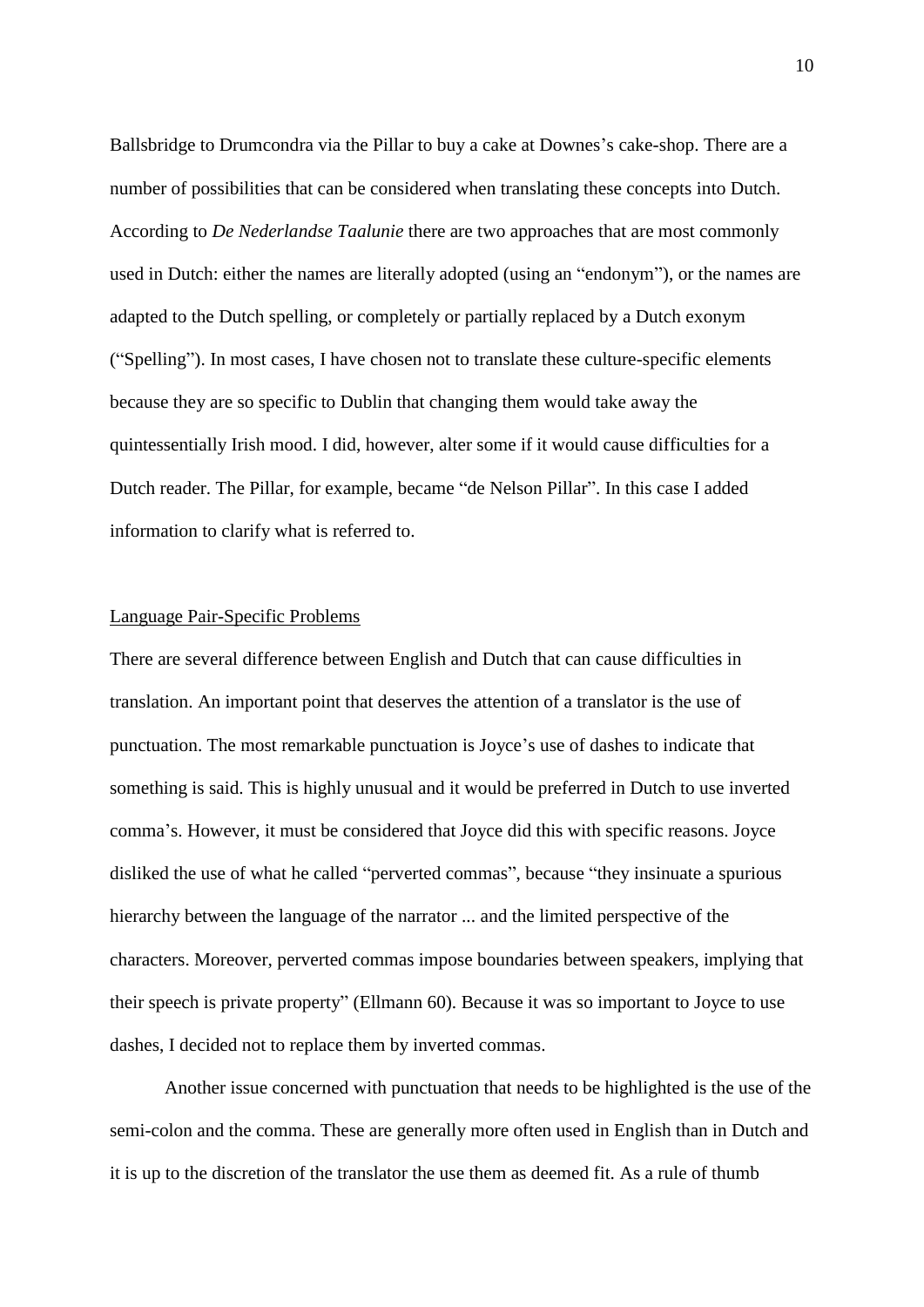Ballsbridge to Drumcondra via the Pillar to buy a cake at Downes's cake-shop. There are a number of possibilities that can be considered when translating these concepts into Dutch. According to *De Nederlandse Taalunie* there are two approaches that are most commonly used in Dutch: either the names are literally adopted (using an "endonym"), or the names are adapted to the Dutch spelling, or completely or partially replaced by a Dutch exonym ("Spelling"). In most cases, I have chosen not to translate these culture-specific elements because they are so specific to Dublin that changing them would take away the quintessentially Irish mood. I did, however, alter some if it would cause difficulties for a Dutch reader. The Pillar, for example, became "de Nelson Pillar". In this case I added information to clarify what is referred to.

<u>Language Pair-Specific Problems</u>

There are several difference between English and Dutch that can cause difficulties in translation. An important point that deserves the attention of a translator is the use of punctuation. The most remarkable punctuation is Joyce's use of dashes to indicate that something is said. This is highly unusual and it would be preferred in Dutch to use inverted comma's. However, it must be considered that Joyce did this with specific reasons. Joyce disliked the use of what he called "perverted commas", because "they insinuate a spurious hierarchy between the language of the narrator ... and the limited perspective of the characters. Moreover, perverted commas impose boundaries between speakers, implying that their speech is private property" (Ellmann 60). Because it was so important to Joyce to use dashes, I decided not to replace them by inverted commas.

Another issue concerned with punctuation that needs to be highlighted is the use of the semi-colon and the comma. These are generally more often used in English than in Dutch and it is up to the discretion of the translator the use them as deemed fit. As a rule of thumb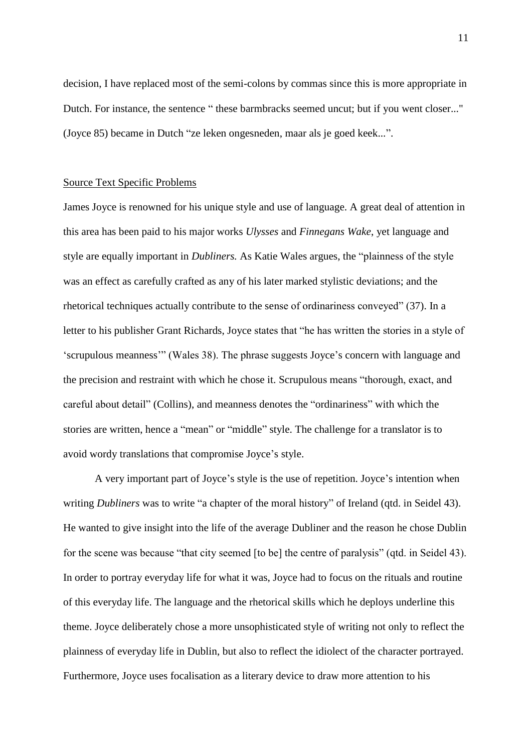decision, I have replaced most of the semi-colons by commas since this is more appropriate in Dutch. For instance, the sentence " these barmbracks seemed uncut; but if you went closer..." (Joyce 85) became in Dutch "ze leken ongesneden, maar als je goed keek...".

## Source Text Specific Problems

James Joyce is renowned for his unique style and use of language. A great deal of attention in this area has been paid to his major works *Ulysses* and *Finnegans Wake*, yet language and style are equally important in *Dubliners.* As Katie Wales argues, the "plainness of the style was an effect as carefully crafted as any of his later marked stylistic deviations; and the rhetorical techniques actually contribute to the sense of ordinariness conveyed" (37). In a letter to his publisher Grant Richards, Joyce states that "he has written the stories in a style of 'scrupulous meanness'" (Wales 38). The phrase suggests Joyce's concern with language and the precision and restraint with which he chose it. Scrupulous means "thorough, exact, and careful about detail" (Collins), and meanness denotes the "ordinariness" with which the stories are written, hence a "mean" or "middle" style. The challenge for a translator is to avoid wordy translations that compromise Joyce's style.

A very important part of Joyce's style is the use of repetition. Joyce's intention when writing *Dubliners* was to write "a chapter of the moral history" of Ireland (qtd. in Seidel 43). He wanted to give insight into the life of the average Dubliner and the reason he chose Dublin for the scene was because "that city seemed [to be] the centre of paralysis" (qtd. in Seidel 43). In order to portray everyday life for what it was, Joyce had to focus on the rituals and routine of this everyday life. The language and the rhetorical skills which he deploys underline this theme. Joyce deliberately chose a more unsophisticated style of writing not only to reflect the plainness of everyday life in Dublin, but also to reflect the idiolect of the character portrayed. Furthermore, Joyce uses focalisation as a literary device to draw more attention to his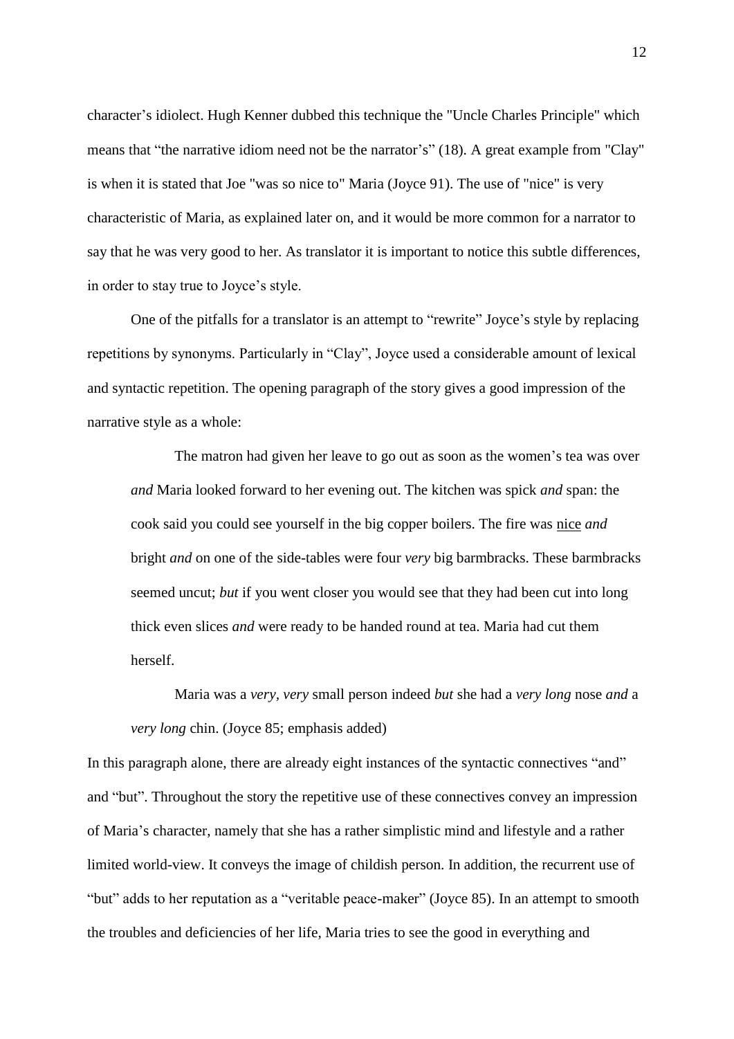character's idiolect. Hugh Kenner dubbed this technique the "Uncle Charles Principle" which means that "the narrative idiom need not be the narrator's" (18). A great example from "Clay" is when it is stated that Joe "was so nice to" Maria (Joyce 91). The use of "nice" is very characteristic of Maria, as explained later on, and it would be more common for a narrator to say that he was very good to her. As translator it is important to notice this subtle differences, in order to stay true to Joyce's style.

One of the pitfalls for a translator is an attempt to "rewrite" Joyce's style by replacing repetitions by synonyms. Particularly in "Clay", Joyce used a considerable amount of lexical and syntactic repetition. The opening paragraph of the story gives a good impression of the narrative style as a whole:

> The matron had given her leave to go out as soon as the women's tea was over *and* Maria looked forward to her evening out. The kitchen was spick *and* span: the cook said you could see yourself in the big copper boilers. The fire was <u>nice</u> *and* bright *and* on one of the side-tables were four *very* big barmbracks. These barmbracks seemed uncut; *but* if you went closer you would see that they had been cut into long thick even slices *and* were ready to be handed round at tea. Maria had cut them herself.
>
> Maria was a *very, very* small person indeed *but* she had a *very long* nose *and* a *very long* chin. (Joyce 85; emphasis added)

In this paragraph alone, there are already eight instances of the syntactic connectives "and" and "but". Throughout the story the repetitive use of these connectives convey an impression of Maria's character, namely that she has a rather simplistic mind and lifestyle and a rather limited world-view. It conveys the image of childish person. In addition, the recurrent use of "but" adds to her reputation as a "veritable peace-maker" (Joyce 85). In an attempt to smooth the troubles and deficiencies of her life, Maria tries to see the good in everything and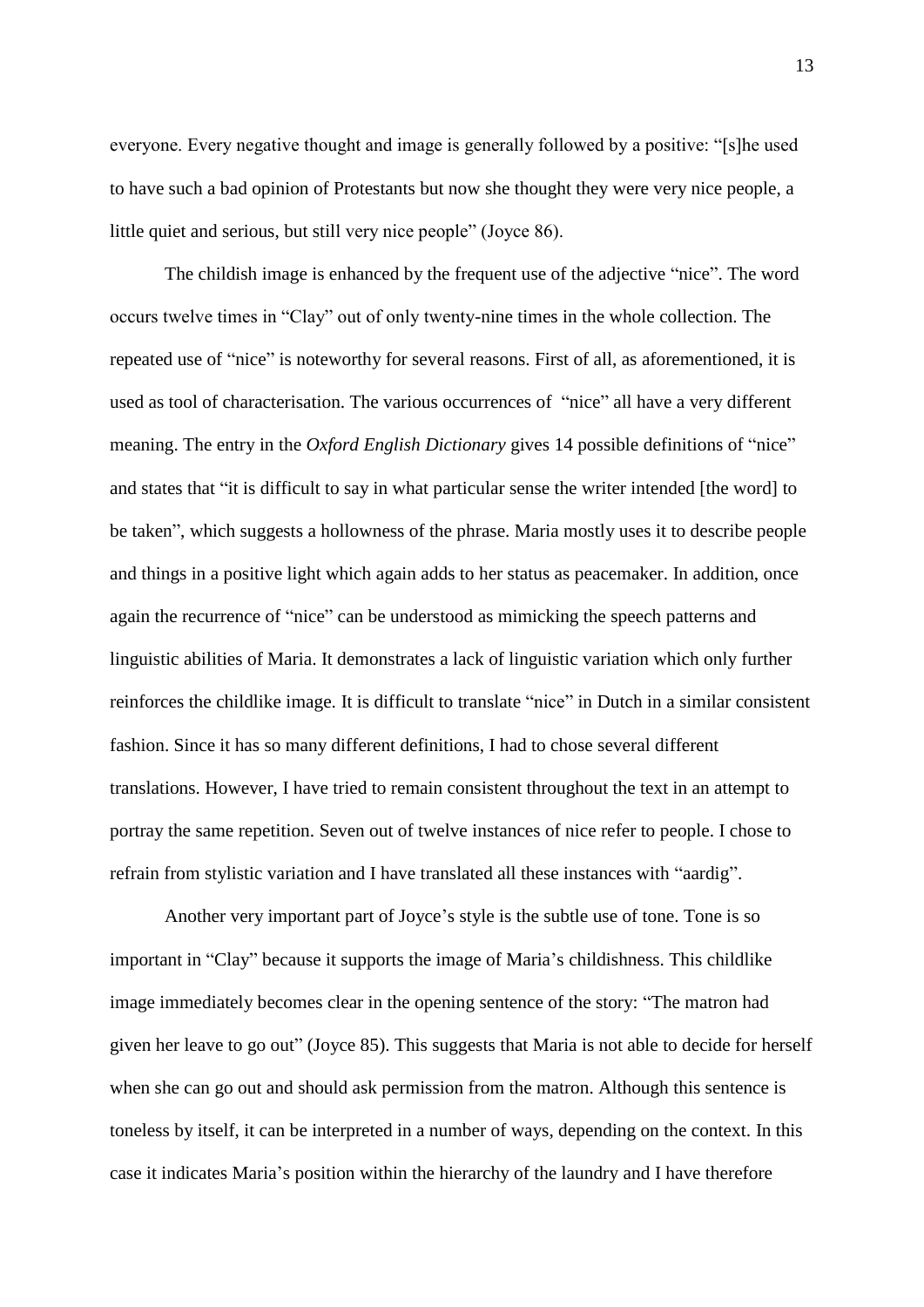everyone. Every negative thought and image is generally followed by a positive: "[s]he used to have such a bad opinion of Protestants but now she thought they were very nice people, a little quiet and serious, but still very nice people" (Joyce 86).

The childish image is enhanced by the frequent use of the adjective "nice". The word occurs twelve times in "Clay" out of only twenty-nine times in the whole collection. The repeated use of "nice" is noteworthy for several reasons. First of all, as aforementioned, it is used as tool of characterisation. The various occurrences of "nice" all have a very different meaning. The entry in the *Oxford English Dictionary* gives 14 possible definitions of "nice" and states that "it is difficult to say in what particular sense the writer intended [the word] to be taken", which suggests a hollowness of the phrase. Maria mostly uses it to describe people and things in a positive light which again adds to her status as peacemaker. In addition, once again the recurrence of "nice" can be understood as mimicking the speech patterns and linguistic abilities of Maria. It demonstrates a lack of linguistic variation which only further reinforces the childlike image. It is difficult to translate "nice" in Dutch in a similar consistent fashion. Since it has so many different definitions, I had to chose several different translations. However, I have tried to remain consistent throughout the text in an attempt to portray the same repetition. Seven out of twelve instances of nice refer to people. I chose to refrain from stylistic variation and I have translated all these instances with "aardig".

Another very important part of Joyce's style is the subtle use of tone. Tone is so important in "Clay" because it supports the image of Maria's childishness. This childlike image immediately becomes clear in the opening sentence of the story: "The matron had given her leave to go out" (Joyce 85). This suggests that Maria is not able to decide for herself when she can go out and should ask permission from the matron. Although this sentence is toneless by itself, it can be interpreted in a number of ways, depending on the context. In this case it indicates Maria's position within the hierarchy of the laundry and I have therefore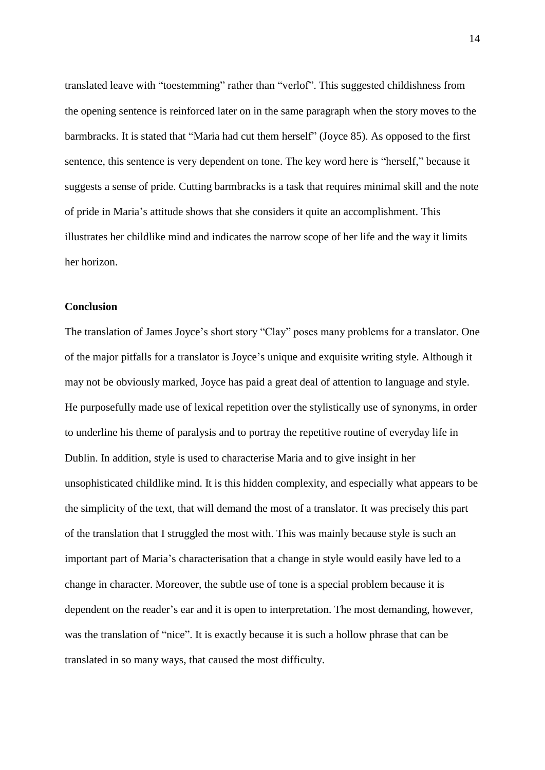translated leave with “toestemming” rather than “verlof”. This suggested childishness from the opening sentence is reinforced later on in the same paragraph when the story moves to the barmbracks. It is stated that “Maria had cut them herself” (Joyce 85). As opposed to the first sentence, this sentence is very dependent on tone. The key word here is “herself,” because it suggests a sense of pride. Cutting barmbracks is a task that requires minimal skill and the note of pride in Maria’s attitude shows that she considers it quite an accomplishment. This illustrates her childlike mind and indicates the narrow scope of her life and the way it limits her horizon.

## Conclusion

The translation of James Joyce’s short story “Clay” poses many problems for a translator. One of the major pitfalls for a translator is Joyce’s unique and exquisite writing style. Although it may not be obviously marked, Joyce has paid a great deal of attention to language and style. He purposefully made use of lexical repetition over the stylistically use of synonyms, in order to underline his theme of paralysis and to portray the repetitive routine of everyday life in Dublin. In addition, style is used to characterise Maria and to give insight in her unsophisticated childlike mind. It is this hidden complexity, and especially what appears to be the simplicity of the text, that will demand the most of a translator. It was precisely this part of the translation that I struggled the most with. This was mainly because style is such an important part of Maria’s characterisation that a change in style would easily have led to a change in character. Moreover, the subtle use of tone is a special problem because it is dependent on the reader’s ear and it is open to interpretation. The most demanding, however, was the translation of “nice”. It is exactly because it is such a hollow phrase that can be translated in so many ways, that caused the most difficulty.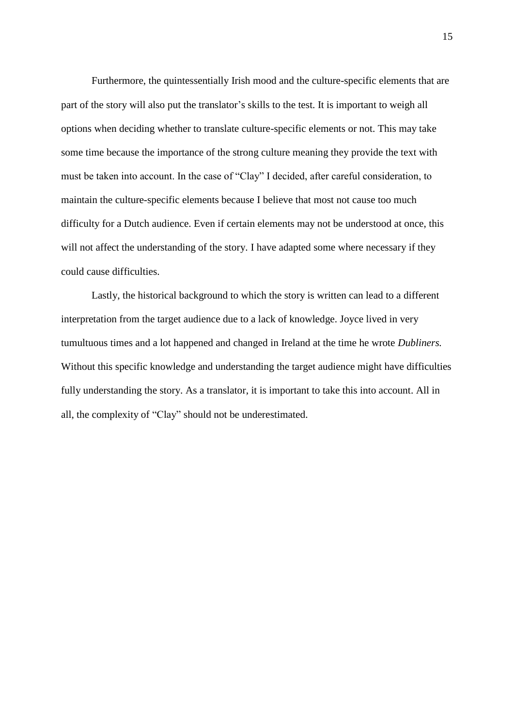Furthermore, the quintessentially Irish mood and the culture-specific elements that are part of the story will also put the translator's skills to the test. It is important to weigh all options when deciding whether to translate culture-specific elements or not. This may take some time because the importance of the strong culture meaning they provide the text with must be taken into account. In the case of "Clay" I decided, after careful consideration, to maintain the culture-specific elements because I believe that most not cause too much difficulty for a Dutch audience. Even if certain elements may not be understood at once, this will not affect the understanding of the story. I have adapted some where necessary if they could cause difficulties.

Lastly, the historical background to which the story is written can lead to a different interpretation from the target audience due to a lack of knowledge. Joyce lived in very tumultuous times and a lot happened and changed in Ireland at the time he wrote *Dubliners.* Without this specific knowledge and understanding the target audience might have difficulties fully understanding the story. As a translator, it is important to take this into account. All in all, the complexity of "Clay" should not be underestimated.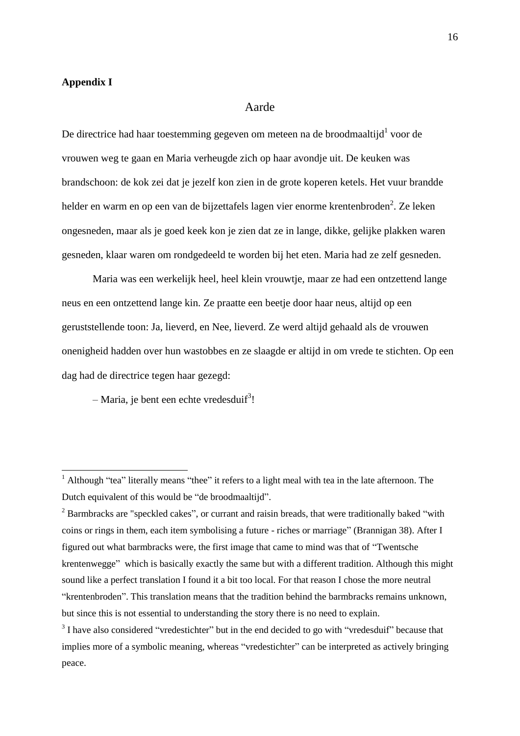**Appendix I**

## Aarde

De directrice had haar toestemming gegeven om meteen na de broodmaaltijd[1] voor de vrouwen weg te gaan en Maria verheugde zich op haar avondje uit. De keuken was brandschoon: de kok zei dat je jezelf kon zien in de grote koperen ketels. Het vuur brandde helder en warm en op een van de bijzettafels lagen vier enorme krentenbroden[2]. Ze leken ongesneden, maar als je goed keek kon je zien dat ze in lange, dikke, gelijke plakken waren gesneden, klaar waren om rondgedeeld te worden bij het eten. Maria had ze zelf gesneden.

Maria was een werkelijk heel, heel klein vrouwtje, maar ze had een ontzettend lange neus en een ontzettend lange kin. Ze praatte een beetje door haar neus, altijd op een geruststellende toon: Ja, lieverd, en Nee, lieverd. Ze werd altijd gehaald als de vrouwen onenigheid hadden over hun wastobbes en ze slaagde er altijd in om vrede te stichten. Op een dag had de directrice tegen haar gezegd:

– Maria, je bent een echte vredesduif[3]!

---

[1] Although "tea" literally means "thee" it refers to a light meal with tea in the late afternoon. The Dutch equivalent of this would be "de broodmaaltijd".

[2] Barmbracks are "speckled cakes", or currant and raisin breads, that were traditionally baked "with coins or rings in them, each item symbolising a future - riches or marriage" (Brannigan 38). After I figured out what barmbracks were, the first image that came to mind was that of "Twentsche krentenwegge" which is basically exactly the same but with a different tradition. Although this might sound like a perfect translation I found it a bit too local. For that reason I chose the more neutral "krentenbroden". This translation means that the tradition behind the barmbracks remains unknown, but since this is not essential to understanding the story there is no need to explain.

[3] I have also considered "vredestichter" but in the end decided to go with "vredesduif" because that implies more of a symbolic meaning, whereas "vredestichter" can be interpreted as actively bringing peace.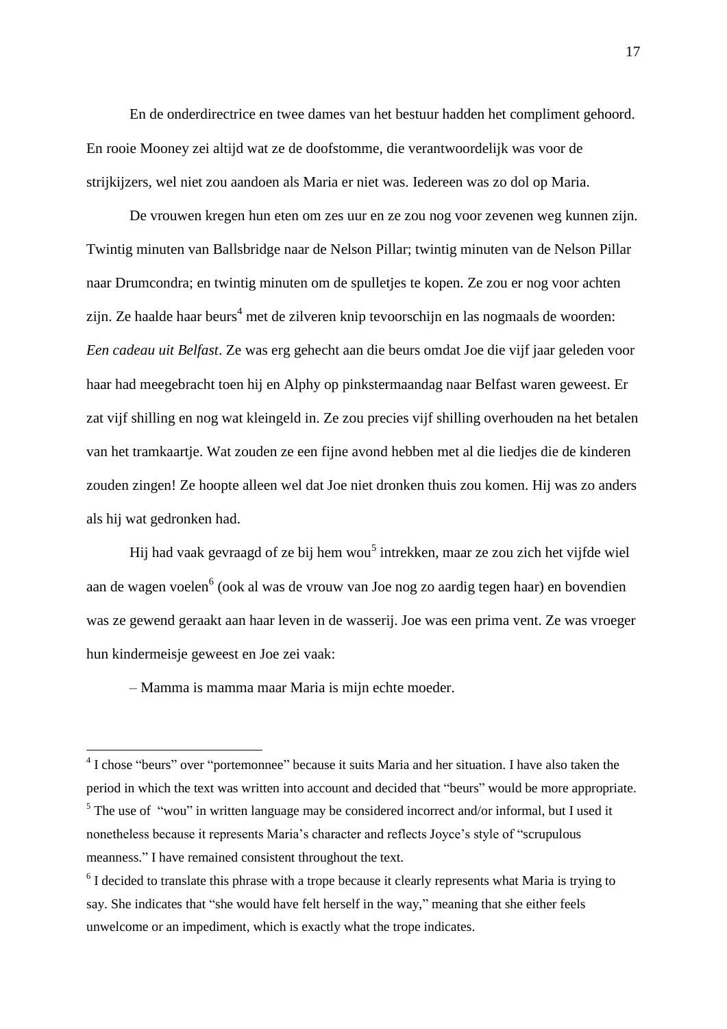En de onderdirectrice en twee dames van het bestuur hadden het compliment gehoord. En rooie Mooney zei altijd wat ze de doofstomme, die verantwoordelijk was voor de strijkijzers, wel niet zou aandoen als Maria er niet was. Iedereen was zo dol op Maria.

De vrouwen kregen hun eten om zes uur en ze zou nog voor zevenen weg kunnen zijn. Twintig minuten van Ballsbridge naar de Nelson Pillar; twintig minuten van de Nelson Pillar naar Drumcondra; en twintig minuten om de spulletjes te kopen. Ze zou er nog voor achten zijn. Ze haalde haar beurs[4] met de zilveren knip tevoorschijn en las nogmaals de woorden: *Een cadeau uit Belfast*. Ze was erg gehecht aan die beurs omdat Joe die vijf jaar geleden voor haar had meegebracht toen hij en Alphy op pinkstermaandag naar Belfast waren geweest. Er zat vijf shilling en nog wat kleingeld in. Ze zou precies vijf shilling overhouden na het betalen van het tramkaartje. Wat zouden ze een fijne avond hebben met al die liedjes die de kinderen zouden zingen! Ze hoopte alleen wel dat Joe niet dronken thuis zou komen. Hij was zo anders als hij wat gedronken had.

Hij had vaak gevraagd of ze bij hem wou[5] intrekken, maar ze zou zich het vijfde wiel aan de wagen voelen[6] (ook al was de vrouw van Joe nog zo aardig tegen haar) en bovendien was ze gewend geraakt aan haar leven in de wasserij. Joe was een prima vent. Ze was vroeger hun kindermeisje geweest en Joe zei vaak:

– Mamma is mamma maar Maria is mijn echte moeder.

---

[4] I chose “beurs” over “portemonnee” because it suits Maria and her situation. I have also taken the period in which the text was written into account and decided that “beurs” would be more appropriate.

[5] The use of “wou” in written language may be considered incorrect and/or informal, but I used it nonetheless because it represents Maria’s character and reflects Joyce’s style of “scrupulous meanness.” I have remained consistent throughout the text.

[6] I decided to translate this phrase with a trope because it clearly represents what Maria is trying to say. She indicates that “she would have felt herself in the way,” meaning that she either feels unwelcome or an impediment, which is exactly what the trope indicates.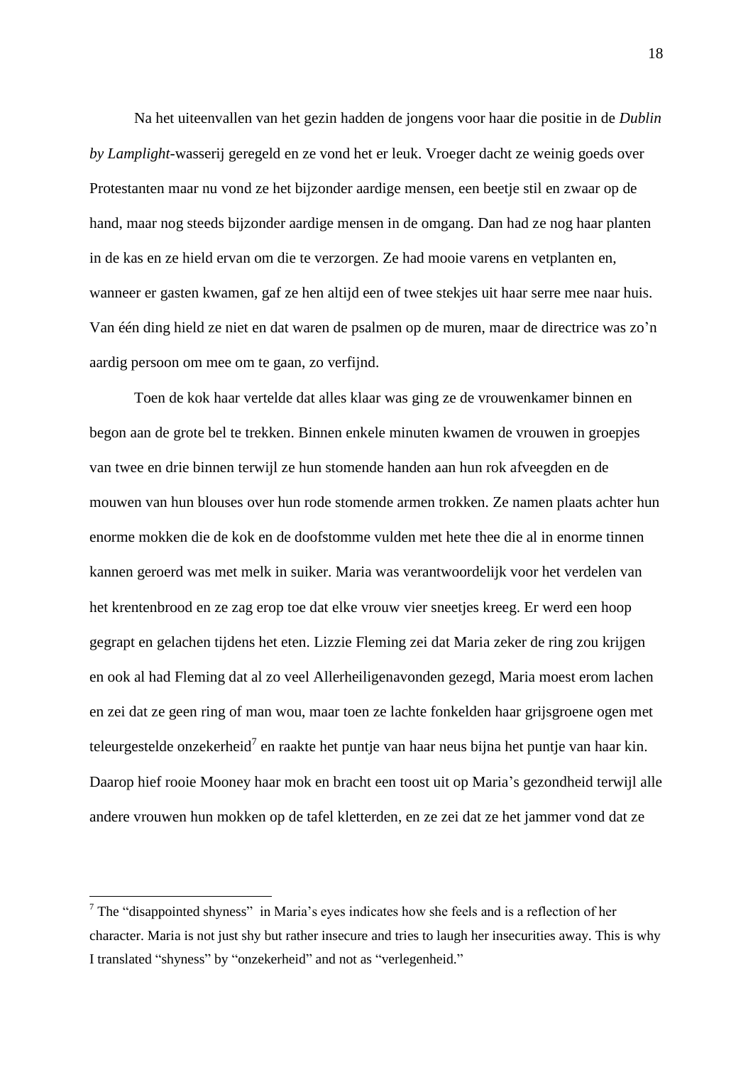Na het uiteenvallen van het gezin hadden de jongens voor haar die positie in de *Dublin by Lamplight*-wasserij geregeld en ze vond het er leuk. Vroeger dacht ze weinig goeds over Protestanten maar nu vond ze het bijzonder aardige mensen, een beetje stil en zwaar op de hand, maar nog steeds bijzonder aardige mensen in de omgang. Dan had ze nog haar planten in de kas en ze hield ervan om die te verzorgen. Ze had mooie varens en vetplanten en, wanneer er gasten kwamen, gaf ze hen altijd een of twee stekjes uit haar serre mee naar huis. Van één ding hield ze niet en dat waren de psalmen op de muren, maar de directrice was zo'n aardig persoon om mee om te gaan, zo verfijnd.

Toen de kok haar vertelde dat alles klaar was ging ze de vrouwenkamer binnen en begon aan de grote bel te trekken. Binnen enkele minuten kwamen de vrouwen in groepjes van twee en drie binnen terwijl ze hun stomende handen aan hun rok afveegden en de mouwen van hun blouses over hun rode stomende armen trokken. Ze namen plaats achter hun enorme mokken die de kok en de doofstomme vulden met hete thee die al in enorme tinnen kannen geroerd was met melk in suiker. Maria was verantwoordelijk voor het verdelen van het krentenbrood en ze zag erop toe dat elke vrouw vier sneetjes kreeg. Er werd een hoop gegrapt en gelachen tijdens het eten. Lizzie Fleming zei dat Maria zeker de ring zou krijgen en ook al had Fleming dat al zo veel Allerheiligenavonden gezegd, Maria moest erom lachen en zei dat ze geen ring of man wou, maar toen ze lachte fonkelden haar grijsgroene ogen met teleurgestelde onzekerheid[7] en raakte het puntje van haar neus bijna het puntje van haar kin. Daarop hief rooie Mooney haar mok en bracht een toost uit op Maria's gezondheid terwijl alle andere vrouwen hun mokken op de tafel kletterden, en ze zei dat ze het jammer vond dat ze

---

[7] The "disappointed shyness" in Maria's eyes indicates how she feels and is a reflection of her character. Maria is not just shy but rather insecure and tries to laugh her insecurities away. This is why I translated "shyness" by "onzekerheid" and not as "verlegenheid."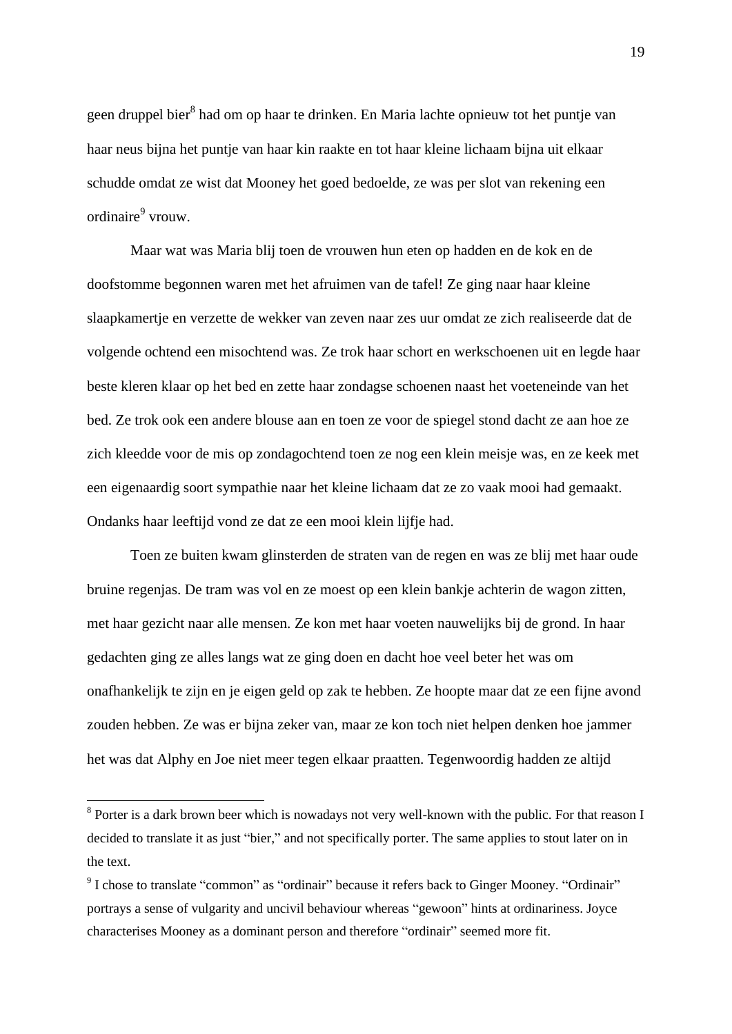geen druppel bier[8] had om op haar te drinken. En Maria lachte opnieuw tot het puntje van haar neus bijna het puntje van haar kin raakte en tot haar kleine lichaam bijna uit elkaar schudde omdat ze wist dat Mooney het goed bedoelde, ze was per slot van rekening een ordinaire[9] vrouw.

Maar wat was Maria blij toen de vrouwen hun eten op hadden en de kok en de doofstomme begonnen waren met het afruimen van de tafel! Ze ging naar haar kleine slaapkamertje en verzette de wekker van zeven naar zes uur omdat ze zich realiseerde dat de volgende ochtend een misochtend was. Ze trok haar schort en werkschoenen uit en legde haar beste kleren klaar op het bed en zette haar zondagse schoenen naast het voeteneinde van het bed. Ze trok ook een andere blouse aan en toen ze voor de spiegel stond dacht ze aan hoe ze zich kleedde voor de mis op zondagochtend toen ze nog een klein meisje was, en ze keek met een eigenaardig soort sympathie naar het kleine lichaam dat ze zo vaak mooi had gemaakt. Ondanks haar leeftijd vond ze dat ze een mooi klein lijfje had.

Toen ze buiten kwam glinsterden de straten van de regen en was ze blij met haar oude bruine regenjas. De tram was vol en ze moest op een klein bankje achterin de wagon zitten, met haar gezicht naar alle mensen. Ze kon met haar voeten nauwelijks bij de grond. In haar gedachten ging ze alles langs wat ze ging doen en dacht hoe veel beter het was om onafhankelijk te zijn en je eigen geld op zak te hebben. Ze hoopte maar dat ze een fijne avond zouden hebben. Ze was er bijna zeker van, maar ze kon toch niet helpen denken hoe jammer het was dat Alphy en Joe niet meer tegen elkaar praatten. Tegenwoordig hadden ze altijd

---

[8] Porter is a dark brown beer which is nowadays not very well-known with the public. For that reason I decided to translate it as just "bier," and not specifically porter. The same applies to stout later on in the text.

[9] I chose to translate "common" as "ordinair" because it refers back to Ginger Mooney. "Ordinair" portrays a sense of vulgarity and uncivil behaviour whereas "gewoon" hints at ordinariness. Joyce characterises Mooney as a dominant person and therefore "ordinair" seemed more fit.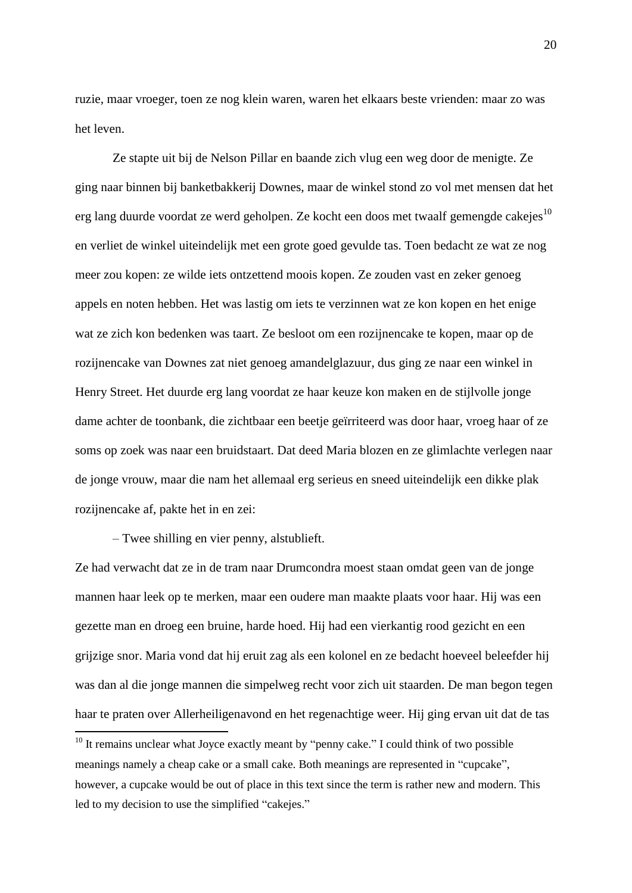ruzie, maar vroeger, toen ze nog klein waren, waren het elkaars beste vrienden: maar zo was het leven.

Ze stapte uit bij de Nelson Pillar en baande zich vlug een weg door de menigte. Ze ging naar binnen bij banketbakkerij Downes, maar de winkel stond zo vol met mensen dat het erg lang duurde voordat ze werd geholpen. Ze kocht een doos met twaalf gemengde cakejes[10] en verliet de winkel uiteindelijk met een grote goed gevulde tas. Toen bedacht ze wat ze nog meer zou kopen: ze wilde iets ontzettend moois kopen. Ze zouden vast en zeker genoeg appels en noten hebben. Het was lastig om iets te verzinnen wat ze kon kopen en het enige wat ze zich kon bedenken was taart. Ze besloot om een rozijnencake te kopen, maar op de rozijnencake van Downes zat niet genoeg amandelglazuur, dus ging ze naar een winkel in Henry Street. Het duurde erg lang voordat ze haar keuze kon maken en de stijlvolle jonge dame achter de toonbank, die zichtbaar een beetje geïrriteerd was door haar, vroeg haar of ze soms op zoek was naar een bruidstaart. Dat deed Maria blozen en ze glimlachte verlegen naar de jonge vrouw, maar die nam het allemaal erg serieus en sneed uiteindelijk een dikke plak rozijnencake af, pakte het in en zei:

– Twee shilling en vier penny, alstublieft.

Ze had verwacht dat ze in de tram naar Drumcondra moest staan omdat geen van de jonge mannen haar leek op te merken, maar een oudere man maakte plaats voor haar. Hij was een gezette man en droeg een bruine, harde hoed. Hij had een vierkantig rood gezicht en een grijzige snor. Maria vond dat hij eruit zag als een kolonel en ze bedacht hoeveel beleefder hij was dan al die jonge mannen die simpelweg recht voor zich uit staarden. De man begon tegen haar te praten over Allerheiligenavond en het regenachtige weer. Hij ging ervan uit dat de tas

---

[10] It remains unclear what Joyce exactly meant by "penny cake." I could think of two possible meanings namely a cheap cake or a small cake. Both meanings are represented in "cupcake", however, a cupcake would be out of place in this text since the term is rather new and modern. This led to my decision to use the simplified "cakejes."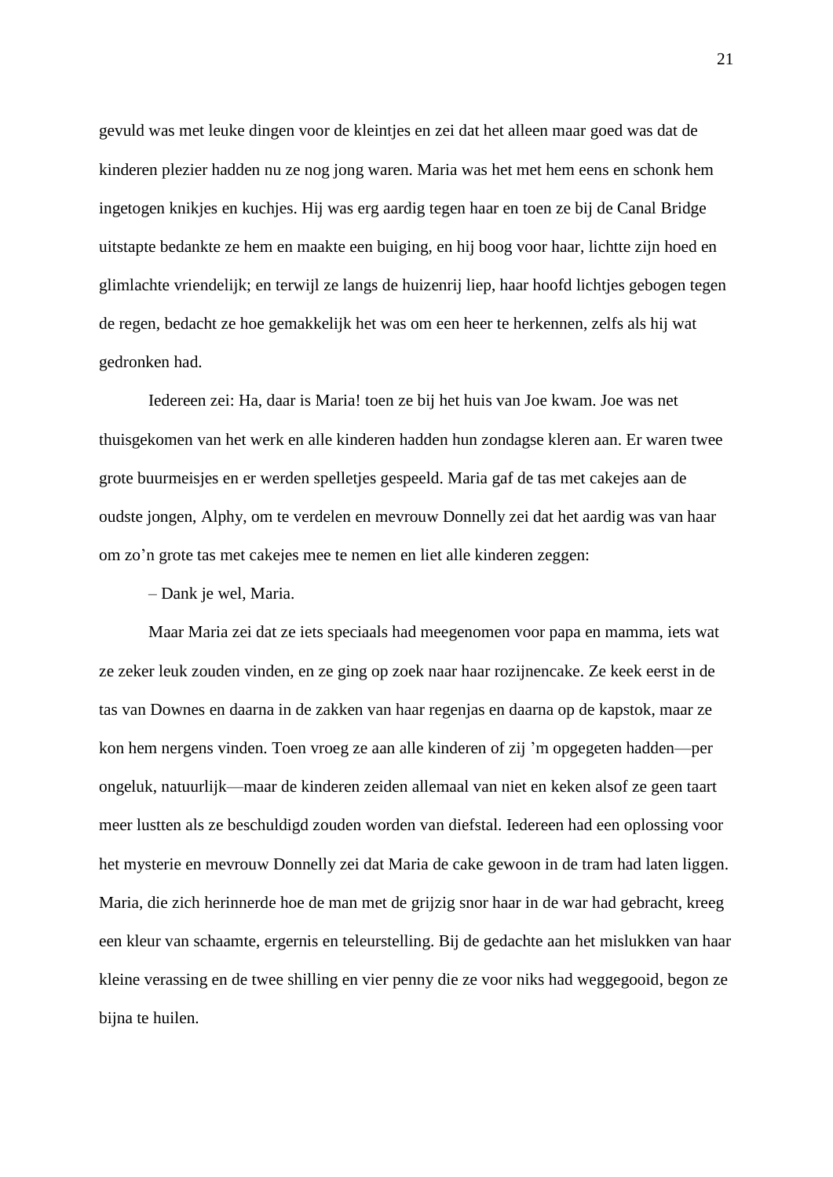gevuld was met leuke dingen voor de kleintjes en zei dat het alleen maar goed was dat de kinderen plezier hadden nu ze nog jong waren. Maria was het met hem eens en schonk hem ingetogen knikjes en kuchjes. Hij was erg aardig tegen haar en toen ze bij de Canal Bridge uitstapte bedankte ze hem en maakte een buiging, en hij boog voor haar, lichtte zijn hoed en glimlachte vriendelijk; en terwijl ze langs de huizenrij liep, haar hoofd lichtjes gebogen tegen de regen, bedacht ze hoe gemakkelijk het was om een heer te herkennen, zelfs als hij wat gedronken had.

Iedereen zei: Ha, daar is Maria! toen ze bij het huis van Joe kwam. Joe was net thuisgekomen van het werk en alle kinderen hadden hun zondagse kleren aan. Er waren twee grote buurmeisjes en er werden spelletjes gespeeld. Maria gaf de tas met cakejes aan de oudste jongen, Alphy, om te verdelen en mevrouw Donnelly zei dat het aardig was van haar om zo'n grote tas met cakejes mee te nemen en liet alle kinderen zeggen:

– Dank je wel, Maria.

Maar Maria zei dat ze iets speciaals had meegenomen voor papa en mamma, iets wat ze zeker leuk zouden vinden, en ze ging op zoek naar haar rozijnencake. Ze keek eerst in de tas van Downes en daarna in de zakken van haar regenjas en daarna op de kapstok, maar ze kon hem nergens vinden. Toen vroeg ze aan alle kinderen of zij 'm opgegeten hadden—per ongeluk, natuurlijk—maar de kinderen zeiden allemaal van niet en keken alsof ze geen taart meer lustten als ze beschuldigd zouden worden van diefstal. Iedereen had een oplossing voor het mysterie en mevrouw Donnelly zei dat Maria de cake gewoon in de tram had laten liggen. Maria, die zich herinnerde hoe de man met de grijzig snor haar in de war had gebracht, kreeg een kleur van schaamte, ergernis en teleurstelling. Bij de gedachte aan het mislukken van haar kleine verassing en de twee shilling en vier penny die ze voor niks had weggegooid, begon ze bijna te huilen.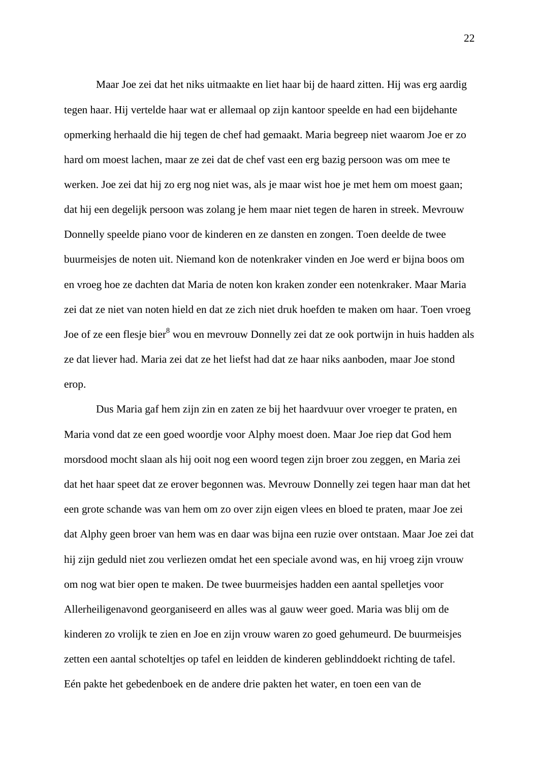Maar Joe zei dat het niks uitmaakte en liet haar bij de haard zitten. Hij was erg aardig tegen haar. Hij vertelde haar wat er allemaal op zijn kantoor speelde en had een bijdehante opmerking herhaald die hij tegen de chef had gemaakt. Maria begreep niet waarom Joe er zo hard om moest lachen, maar ze zei dat de chef vast een erg bazig persoon was om mee te werken. Joe zei dat hij zo erg nog niet was, als je maar wist hoe je met hem om moest gaan; dat hij een degelijk persoon was zolang je hem maar niet tegen de haren in streek. Mevrouw Donnelly speelde piano voor de kinderen en ze dansten en zongen. Toen deelde de twee buurmeisjes de noten uit. Niemand kon de notenkraker vinden en Joe werd er bijna boos om en vroeg hoe ze dachten dat Maria de noten kon kraken zonder een notenkraker. Maar Maria zei dat ze niet van noten hield en dat ze zich niet druk hoefden te maken om haar. Toen vroeg Joe of ze een flesje bier[8] wou en mevrouw Donnelly zei dat ze ook portwijn in huis hadden als ze dat liever had. Maria zei dat ze het liefst had dat ze haar niks aanboden, maar Joe stond erop.

Dus Maria gaf hem zijn zin en zaten ze bij het haardvuur over vroeger te praten, en Maria vond dat ze een goed woordje voor Alphy moest doen. Maar Joe riep dat God hem morsdood mocht slaan als hij ooit nog een woord tegen zijn broer zou zeggen, en Maria zei dat het haar speet dat ze erover begonnen was. Mevrouw Donnelly zei tegen haar man dat het een grote schande was van hem om zo over zijn eigen vlees en bloed te praten, maar Joe zei dat Alphy geen broer van hem was en daar was bijna een ruzie over ontstaan. Maar Joe zei dat hij zijn geduld niet zou verliezen omdat het een speciale avond was, en hij vroeg zijn vrouw om nog wat bier open te maken. De twee buurmeisjes hadden een aantal spelletjes voor Allerheiligenavond georganiseerd en alles was al gauw weer goed. Maria was blij om de kinderen zo vrolijk te zien en Joe en zijn vrouw waren zo goed gehumeurd. De buurmeisjes zetten een aantal schoteltjes op tafel en leidden de kinderen geblinddoekt richting de tafel. Eén pakte het gebedenboek en de andere drie pakten het water, en toen een van de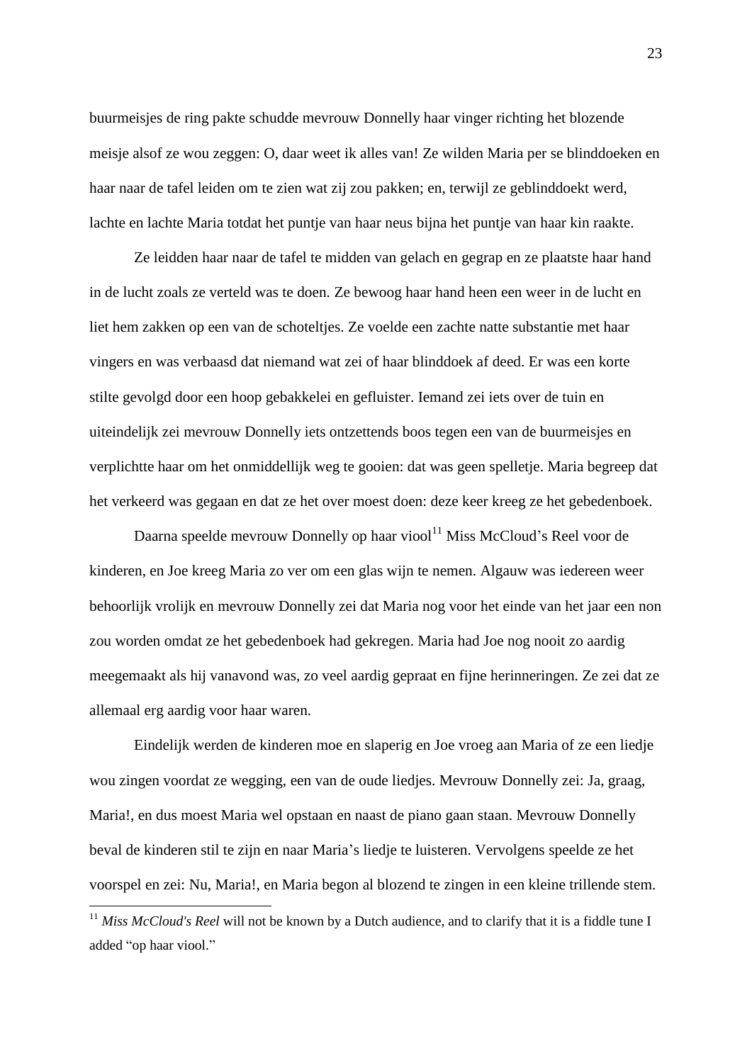buurmeisjes de ring pakte schudde mevrouw Donnelly haar vinger richting het blozende meisje alsof ze wou zeggen: O, daar weet ik alles van! Ze wilden Maria per se blinddoeken en haar naar de tafel leiden om te zien wat zij zou pakken; en, terwijl ze geblinddoekt werd, lachte en lachte Maria totdat het puntje van haar neus bijna het puntje van haar kin raakte.

Ze leidden haar naar de tafel te midden van gelach en gegrap en ze plaatste haar hand in de lucht zoals ze verteld was te doen. Ze bewoog haar hand heen een weer in de lucht en liet hem zakken op een van de schoteltjes. Ze voelde een zachte natte substantie met haar vingers en was verbaasd dat niemand wat zei of haar blinddoek af deed. Er was een korte stilte gevolgd door een hoop gebakkelei en gefluister. Iemand zei iets over de tuin en uiteindelijk zei mevrouw Donnelly iets ontzettends boos tegen een van de buurmeisjes en verplichtte haar om het onmiddellijk weg te gooien: dat was geen spelletje. Maria begreep dat het verkeerd was gegaan en dat ze het over moest doen: deze keer kreeg ze het gebedenboek.

Daarna speelde mevrouw Donnelly op haar viool[11] Miss McCloud's Reel voor de kinderen, en Joe kreeg Maria zo ver om een glas wijn te nemen. Algauw was iedereen weer behoorlijk vrolijk en mevrouw Donnelly zei dat Maria nog voor het einde van het jaar een non zou worden omdat ze het gebedenboek had gekregen. Maria had Joe nog nooit zo aardig meegemaakt als hij vanavond was, zo veel aardig gepraat en fijne herinneringen. Ze zei dat ze allemaal erg aardig voor haar waren.

Eindelijk werden de kinderen moe en slaperig en Joe vroeg aan Maria of ze een liedje wou zingen voordat ze wegging, een van de oude liedjes. Mevrouw Donnelly zei: Ja, graag, Maria!, en dus moest Maria wel opstaan en naast de piano gaan staan. Mevrouw Donnelly beval de kinderen stil te zijn en naar Maria's liedje te luisteren. Vervolgens speelde ze het voorspel en zei: Nu, Maria!, en Maria begon al blozend te zingen in een kleine trillende stem.

---

[11] *Miss McCloud's Reel* will not be known by a Dutch audience, and to clarify that it is a fiddle tune I added "op haar viool."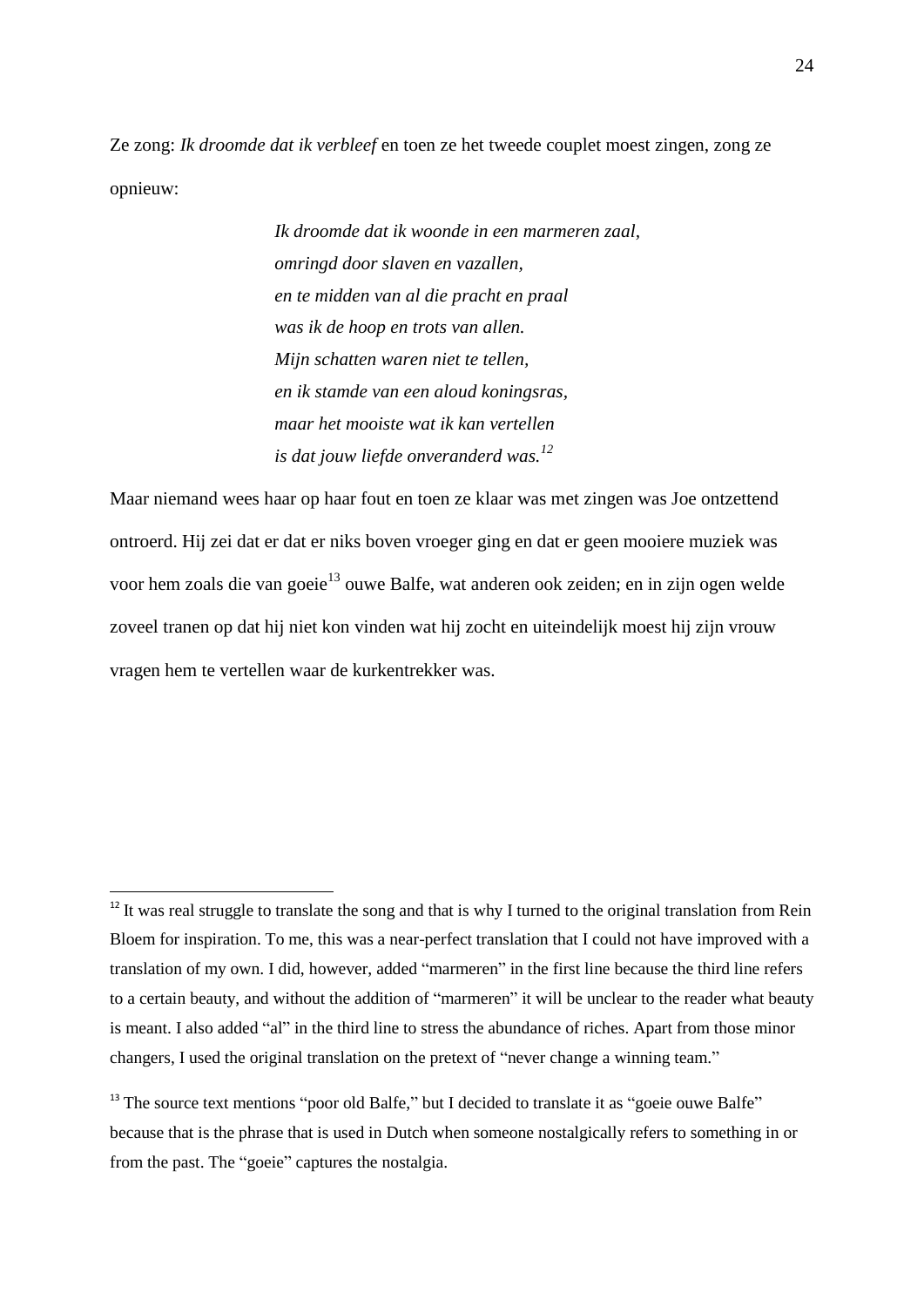Ze zong: *Ik droomde dat ik verbleef* en toen ze het tweede couplet moest zingen, zong ze opnieuw:

> *Ik droomde dat ik woonde in een marmeren zaal,*
> *omringd door slaven en vazallen,*
> *en te midden van al die pracht en praal*
> *was ik de hoop en trots van allen.*
> *Mijn schatten waren niet te tellen,*
> *en ik stamde van een aloud koningsras,*
> *maar het mooiste wat ik kan vertellen*
> *is dat jouw liefde onveranderd was.*[12]

Maar niemand wees haar op haar fout en toen ze klaar was met zingen was Joe ontzettend ontroerd. Hij zei dat er dat er niks boven vroeger ging en dat er geen mooiere muziek was voor hem zoals die van goeie[13] ouwe Balfe, wat anderen ook zeiden; en in zijn ogen welde zoveel tranen op dat hij niet kon vinden wat hij zocht en uiteindelijk moest hij zijn vrouw vragen hem te vertellen waar de kurkentrekker was.

---

[12] It was real struggle to translate the song and that is why I turned to the original translation from Rein Bloem for inspiration. To me, this was a near-perfect translation that I could not have improved with a translation of my own. I did, however, added "marmeren" in the first line because the third line refers to a certain beauty, and without the addition of "marmeren" it will be unclear to the reader what beauty is meant. I also added "al" in the third line to stress the abundance of riches. Apart from those minor changers, I used the original translation on the pretext of "never change a winning team."

[13] The source text mentions "poor old Balfe," but I decided to translate it as "goeie ouwe Balfe" because that is the phrase that is used in Dutch when someone nostalgically refers to something in or from the past. The "goeie" captures the nostalgia.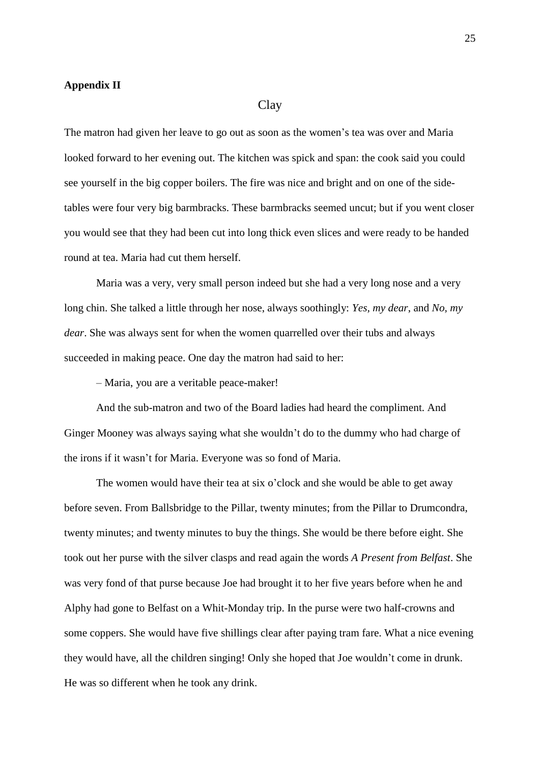**Appendix II**

## Clay

The matron had given her leave to go out as soon as the women's tea was over and Maria looked forward to her evening out. The kitchen was spick and span: the cook said you could see yourself in the big copper boilers. The fire was nice and bright and on one of the side-tables were four very big barmbracks. These barmbracks seemed uncut; but if you went closer you would see that they had been cut into long thick even slices and were ready to be handed round at tea. Maria had cut them herself.

Maria was a very, very small person indeed but she had a very long nose and a very long chin. She talked a little through her nose, always soothingly: *Yes, my dear*, and *No, my dear*. She was always sent for when the women quarrelled over their tubs and always succeeded in making peace. One day the matron had said to her:

– Maria, you are a veritable peace-maker!

And the sub-matron and two of the Board ladies had heard the compliment. And Ginger Mooney was always saying what she wouldn't do to the dummy who had charge of the irons if it wasn't for Maria. Everyone was so fond of Maria.

The women would have their tea at six o'clock and she would be able to get away before seven. From Ballsbridge to the Pillar, twenty minutes; from the Pillar to Drumcondra, twenty minutes; and twenty minutes to buy the things. She would be there before eight. She took out her purse with the silver clasps and read again the words *A Present from Belfast*. She was very fond of that purse because Joe had brought it to her five years before when he and Alphy had gone to Belfast on a Whit-Monday trip. In the purse were two half-crowns and some coppers. She would have five shillings clear after paying tram fare. What a nice evening they would have, all the children singing! Only she hoped that Joe wouldn't come in drunk. He was so different when he took any drink.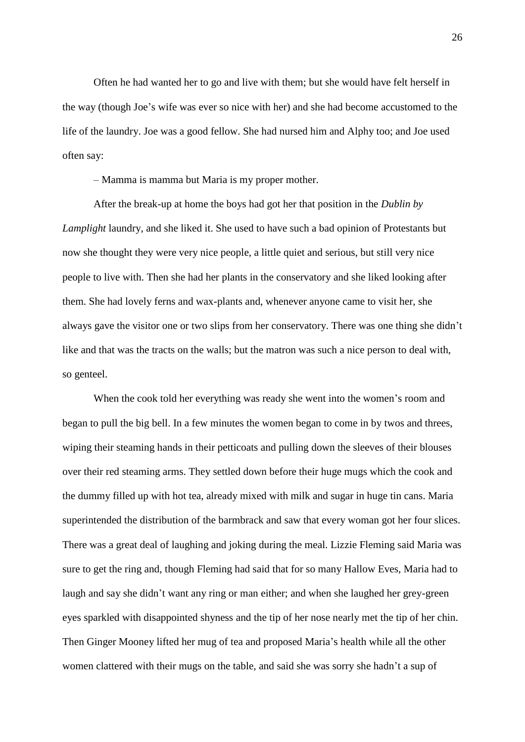Often he had wanted her to go and live with them; but she would have felt herself in the way (though Joe's wife was ever so nice with her) and she had become accustomed to the life of the laundry. Joe was a good fellow. She had nursed him and Alphy too; and Joe used often say:

– Mamma is mamma but Maria is my proper mother.

After the break-up at home the boys had got her that position in the *Dublin by Lamplight* laundry, and she liked it. She used to have such a bad opinion of Protestants but now she thought they were very nice people, a little quiet and serious, but still very nice people to live with. Then she had her plants in the conservatory and she liked looking after them. She had lovely ferns and wax-plants and, whenever anyone came to visit her, she always gave the visitor one or two slips from her conservatory. There was one thing she didn't like and that was the tracts on the walls; but the matron was such a nice person to deal with, so genteel.

When the cook told her everything was ready she went into the women's room and began to pull the big bell. In a few minutes the women began to come in by twos and threes, wiping their steaming hands in their petticoats and pulling down the sleeves of their blouses over their red steaming arms. They settled down before their huge mugs which the cook and the dummy filled up with hot tea, already mixed with milk and sugar in huge tin cans. Maria superintended the distribution of the barmbrack and saw that every woman got her four slices. There was a great deal of laughing and joking during the meal. Lizzie Fleming said Maria was sure to get the ring and, though Fleming had said that for so many Hallow Eves, Maria had to laugh and say she didn't want any ring or man either; and when she laughed her grey-green eyes sparkled with disappointed shyness and the tip of her nose nearly met the tip of her chin. Then Ginger Mooney lifted her mug of tea and proposed Maria's health while all the other women clattered with their mugs on the table, and said she was sorry she hadn't a sup of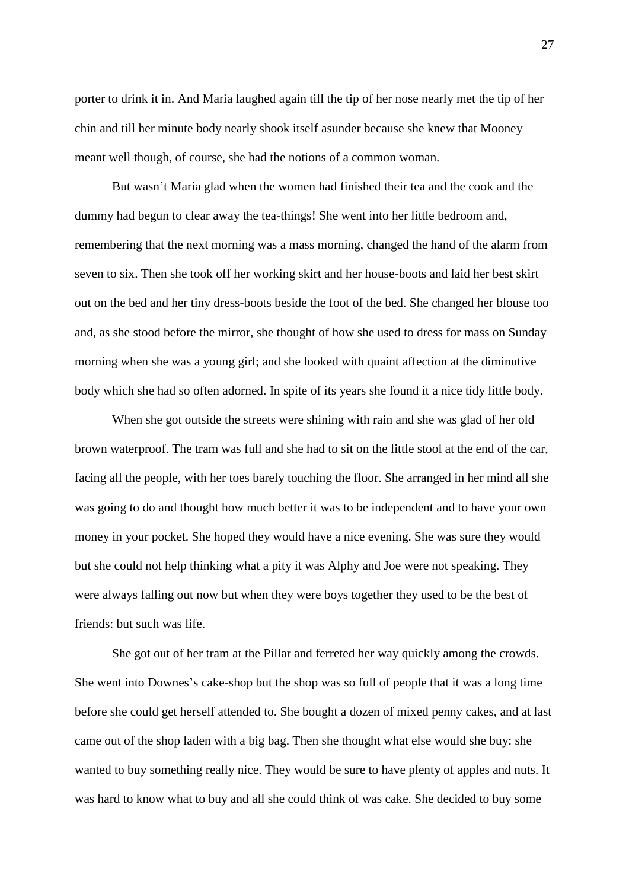porter to drink it in. And Maria laughed again till the tip of her nose nearly met the tip of her chin and till her minute body nearly shook itself asunder because she knew that Mooney meant well though, of course, she had the notions of a common woman.

But wasn't Maria glad when the women had finished their tea and the cook and the dummy had begun to clear away the tea-things! She went into her little bedroom and, remembering that the next morning was a mass morning, changed the hand of the alarm from seven to six. Then she took off her working skirt and her house-boots and laid her best skirt out on the bed and her tiny dress-boots beside the foot of the bed. She changed her blouse too and, as she stood before the mirror, she thought of how she used to dress for mass on Sunday morning when she was a young girl; and she looked with quaint affection at the diminutive body which she had so often adorned. In spite of its years she found it a nice tidy little body.

When she got outside the streets were shining with rain and she was glad of her old brown waterproof. The tram was full and she had to sit on the little stool at the end of the car, facing all the people, with her toes barely touching the floor. She arranged in her mind all she was going to do and thought how much better it was to be independent and to have your own money in your pocket. She hoped they would have a nice evening. She was sure they would but she could not help thinking what a pity it was Alphy and Joe were not speaking. They were always falling out now but when they were boys together they used to be the best of friends: but such was life.

She got out of her tram at the Pillar and ferreted her way quickly among the crowds. She went into Downes's cake-shop but the shop was so full of people that it was a long time before she could get herself attended to. She bought a dozen of mixed penny cakes, and at last came out of the shop laden with a big bag. Then she thought what else would she buy: she wanted to buy something really nice. They would be sure to have plenty of apples and nuts. It was hard to know what to buy and all she could think of was cake. She decided to buy some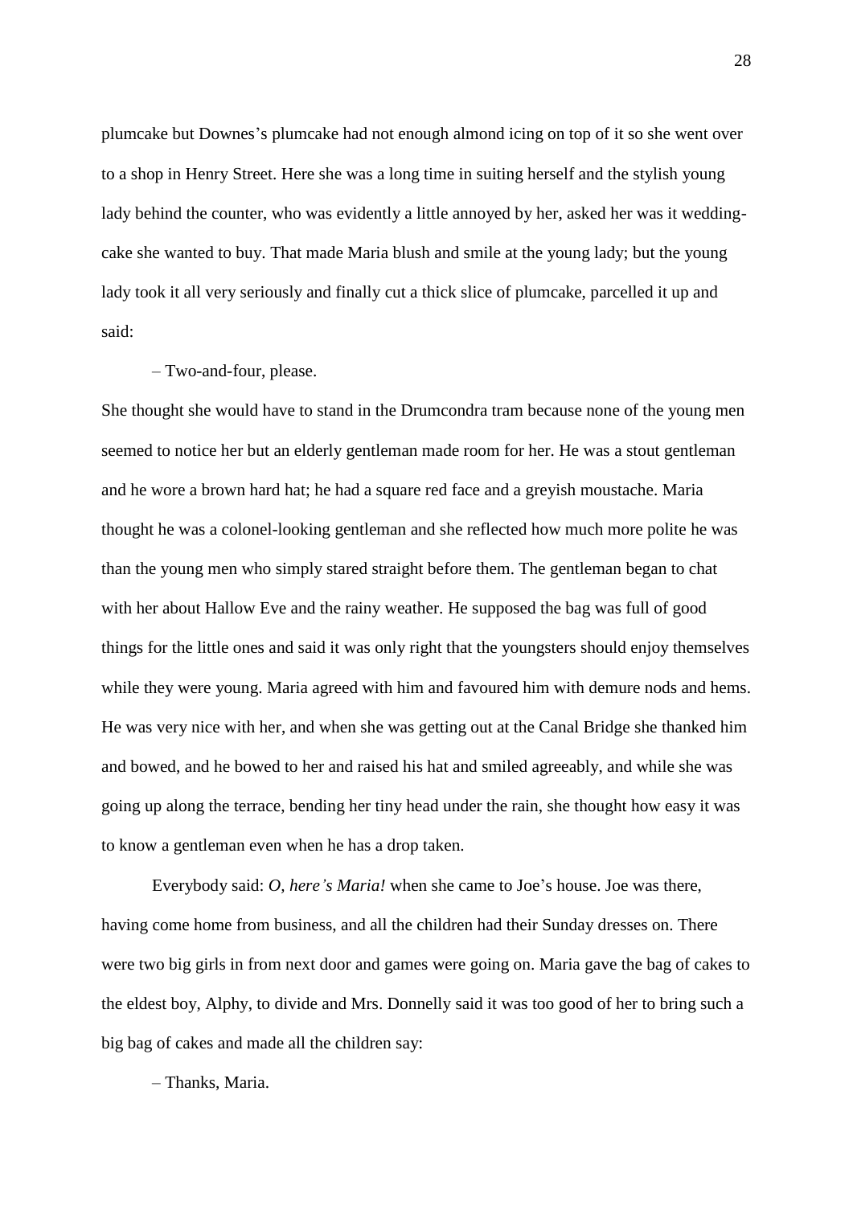plumcake but Downes's plumcake had not enough almond icing on top of it so she went over to a shop in Henry Street. Here she was a long time in suiting herself and the stylish young lady behind the counter, who was evidently a little annoyed by her, asked her was it wedding-cake she wanted to buy. That made Maria blush and smile at the young lady; but the young lady took it all very seriously and finally cut a thick slice of plumcake, parcelled it up and said:

– Two-and-four, please.

She thought she would have to stand in the Drumcondra tram because none of the young men seemed to notice her but an elderly gentleman made room for her. He was a stout gentleman and he wore a brown hard hat; he had a square red face and a greyish moustache. Maria thought he was a colonel-looking gentleman and she reflected how much more polite he was than the young men who simply stared straight before them. The gentleman began to chat with her about Hallow Eve and the rainy weather. He supposed the bag was full of good things for the little ones and said it was only right that the youngsters should enjoy themselves while they were young. Maria agreed with him and favoured him with demure nods and hems. He was very nice with her, and when she was getting out at the Canal Bridge she thanked him and bowed, and he bowed to her and raised his hat and smiled agreeably, and while she was going up along the terrace, bending her tiny head under the rain, she thought how easy it was to know a gentleman even when he has a drop taken.

Everybody said: *O, here's Maria!* when she came to Joe's house. Joe was there, having come home from business, and all the children had their Sunday dresses on. There were two big girls in from next door and games were going on. Maria gave the bag of cakes to the eldest boy, Alphy, to divide and Mrs. Donnelly said it was too good of her to bring such a big bag of cakes and made all the children say:

– Thanks, Maria.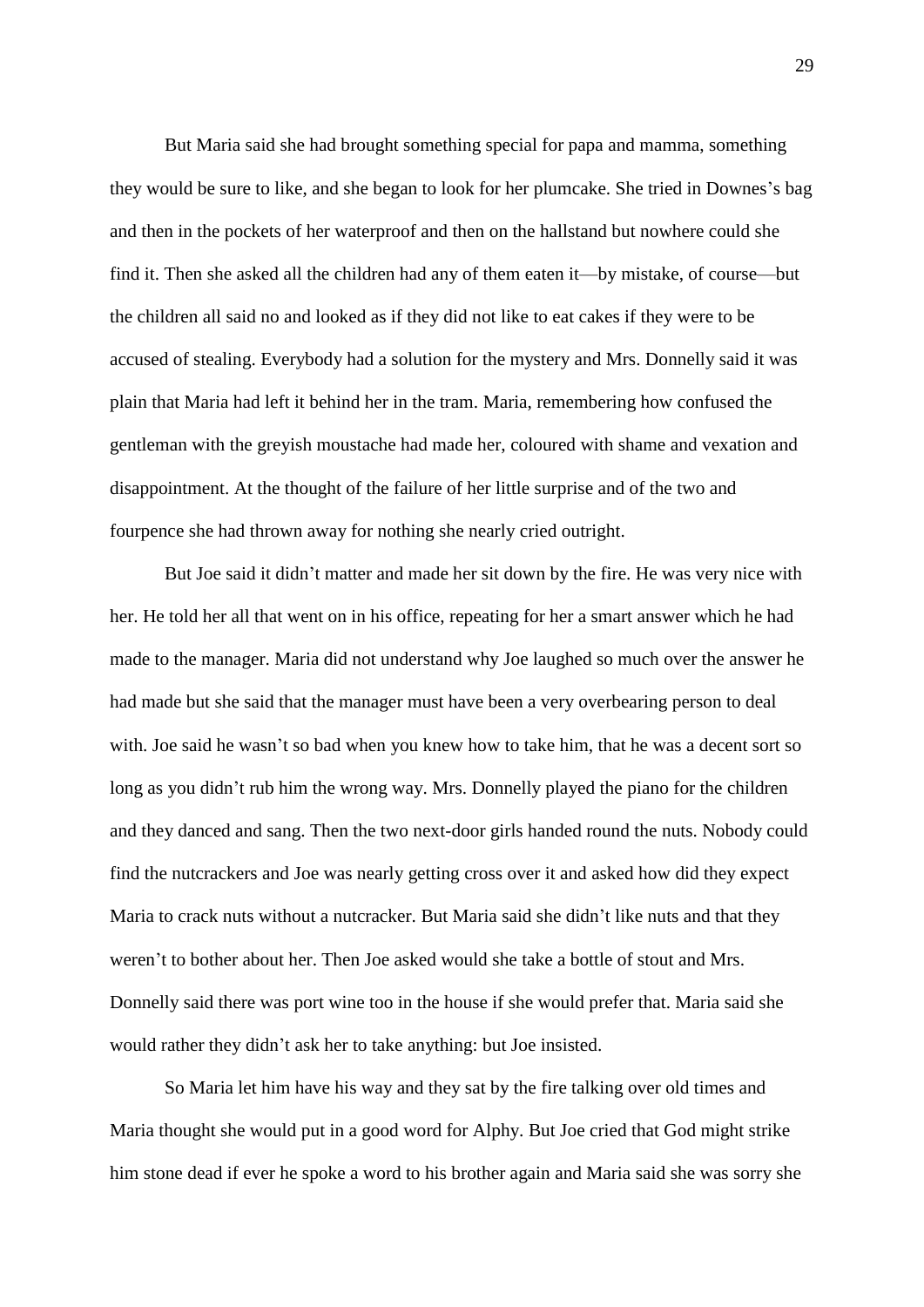But Maria said she had brought something special for papa and mamma, something they would be sure to like, and she began to look for her plumcake. She tried in Downes's bag and then in the pockets of her waterproof and then on the hallstand but nowhere could she find it. Then she asked all the children had any of them eaten it—by mistake, of course—but the children all said no and looked as if they did not like to eat cakes if they were to be accused of stealing. Everybody had a solution for the mystery and Mrs. Donnelly said it was plain that Maria had left it behind her in the tram. Maria, remembering how confused the gentleman with the greyish moustache had made her, coloured with shame and vexation and disappointment. At the thought of the failure of her little surprise and of the two and fourpence she had thrown away for nothing she nearly cried outright.

But Joe said it didn't matter and made her sit down by the fire. He was very nice with her. He told her all that went on in his office, repeating for her a smart answer which he had made to the manager. Maria did not understand why Joe laughed so much over the answer he had made but she said that the manager must have been a very overbearing person to deal with. Joe said he wasn't so bad when you knew how to take him, that he was a decent sort so long as you didn't rub him the wrong way. Mrs. Donnelly played the piano for the children and they danced and sang. Then the two next-door girls handed round the nuts. Nobody could find the nutcrackers and Joe was nearly getting cross over it and asked how did they expect Maria to crack nuts without a nutcracker. But Maria said she didn't like nuts and that they weren't to bother about her. Then Joe asked would she take a bottle of stout and Mrs. Donnelly said there was port wine too in the house if she would prefer that. Maria said she would rather they didn't ask her to take anything: but Joe insisted.

So Maria let him have his way and they sat by the fire talking over old times and Maria thought she would put in a good word for Alphy. But Joe cried that God might strike him stone dead if ever he spoke a word to his brother again and Maria said she was sorry she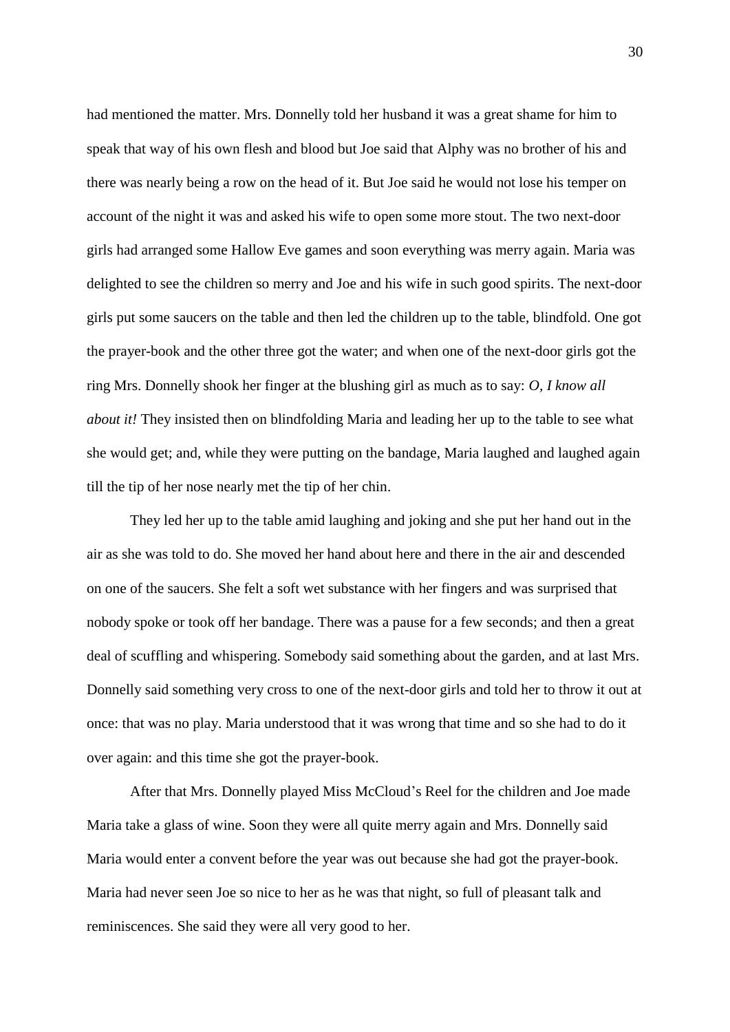had mentioned the matter. Mrs. Donnelly told her husband it was a great shame for him to speak that way of his own flesh and blood but Joe said that Alphy was no brother of his and there was nearly being a row on the head of it. But Joe said he would not lose his temper on account of the night it was and asked his wife to open some more stout. The two next-door girls had arranged some Hallow Eve games and soon everything was merry again. Maria was delighted to see the children so merry and Joe and his wife in such good spirits. The next-door girls put some saucers on the table and then led the children up to the table, blindfold. One got the prayer-book and the other three got the water; and when one of the next-door girls got the ring Mrs. Donnelly shook her finger at the blushing girl as much as to say: *O, I know all about it!* They insisted then on blindfolding Maria and leading her up to the table to see what she would get; and, while they were putting on the bandage, Maria laughed and laughed again till the tip of her nose nearly met the tip of her chin.

They led her up to the table amid laughing and joking and she put her hand out in the air as she was told to do. She moved her hand about here and there in the air and descended on one of the saucers. She felt a soft wet substance with her fingers and was surprised that nobody spoke or took off her bandage. There was a pause for a few seconds; and then a great deal of scuffling and whispering. Somebody said something about the garden, and at last Mrs. Donnelly said something very cross to one of the next-door girls and told her to throw it out at once: that was no play. Maria understood that it was wrong that time and so she had to do it over again: and this time she got the prayer-book.

After that Mrs. Donnelly played Miss McCloud's Reel for the children and Joe made Maria take a glass of wine. Soon they were all quite merry again and Mrs. Donnelly said Maria would enter a convent before the year was out because she had got the prayer-book. Maria had never seen Joe so nice to her as he was that night, so full of pleasant talk and reminiscences. She said they were all very good to her.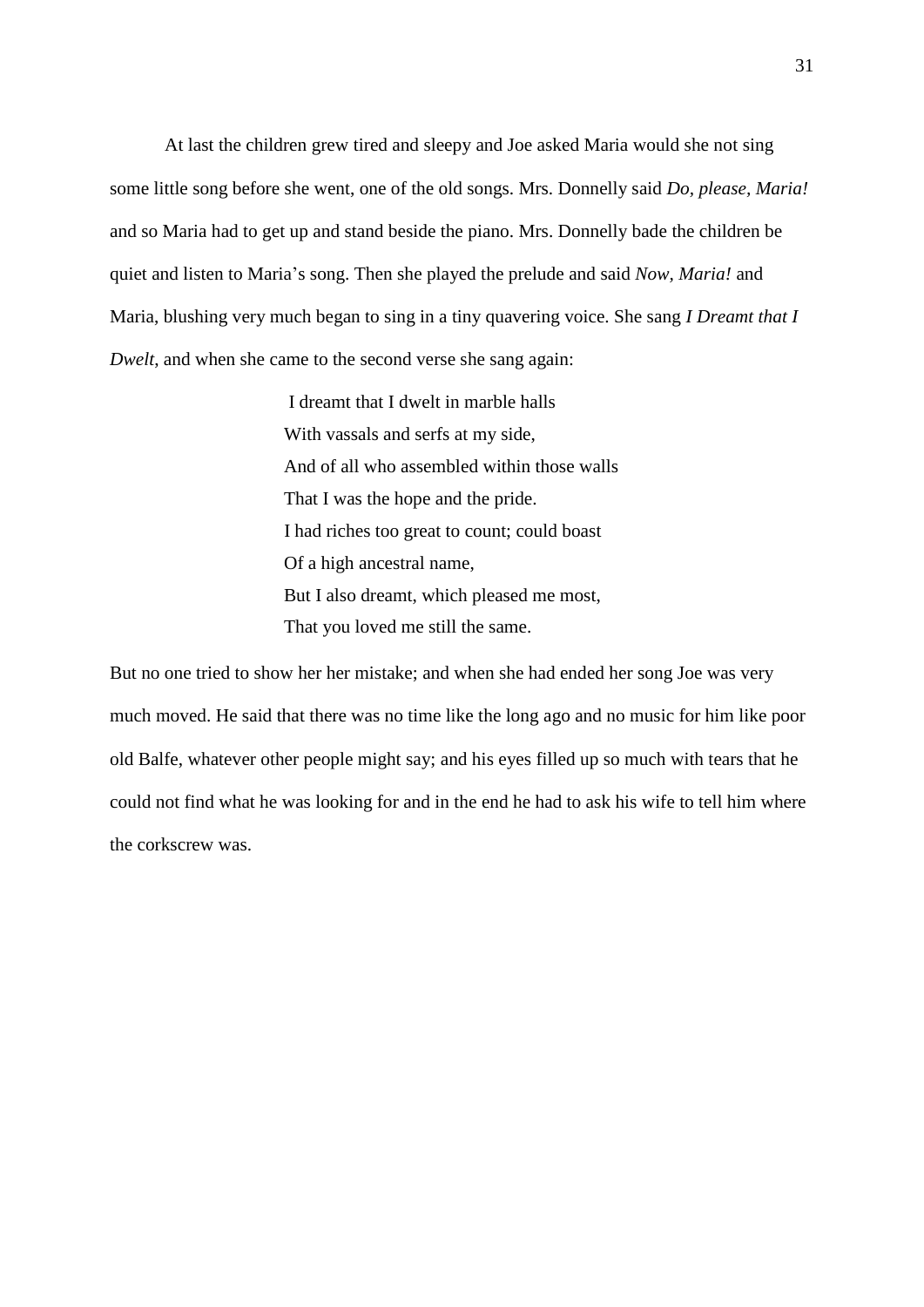At last the children grew tired and sleepy and Joe asked Maria would she not sing some little song before she went, one of the old songs. Mrs. Donnelly said *Do, please, Maria!* and so Maria had to get up and stand beside the piano. Mrs. Donnelly bade the children be quiet and listen to Maria's song. Then she played the prelude and said *Now, Maria!* and Maria, blushing very much began to sing in a tiny quavering voice. She sang *I Dreamt that I Dwelt*, and when she came to the second verse she sang again:

> I dreamt that I dwelt in marble halls  
> With vassals and serfs at my side,  
> And of all who assembled within those walls  
> That I was the hope and the pride.  
> I had riches too great to count; could boast  
> Of a high ancestral name,  
> But I also dreamt, which pleased me most,  
> That you loved me still the same.

But no one tried to show her her mistake; and when she had ended her song Joe was very much moved. He said that there was no time like the long ago and no music for him like poor old Balfe, whatever other people might say; and his eyes filled up so much with tears that he could not find what he was looking for and in the end he had to ask his wife to tell him where the corkscrew was.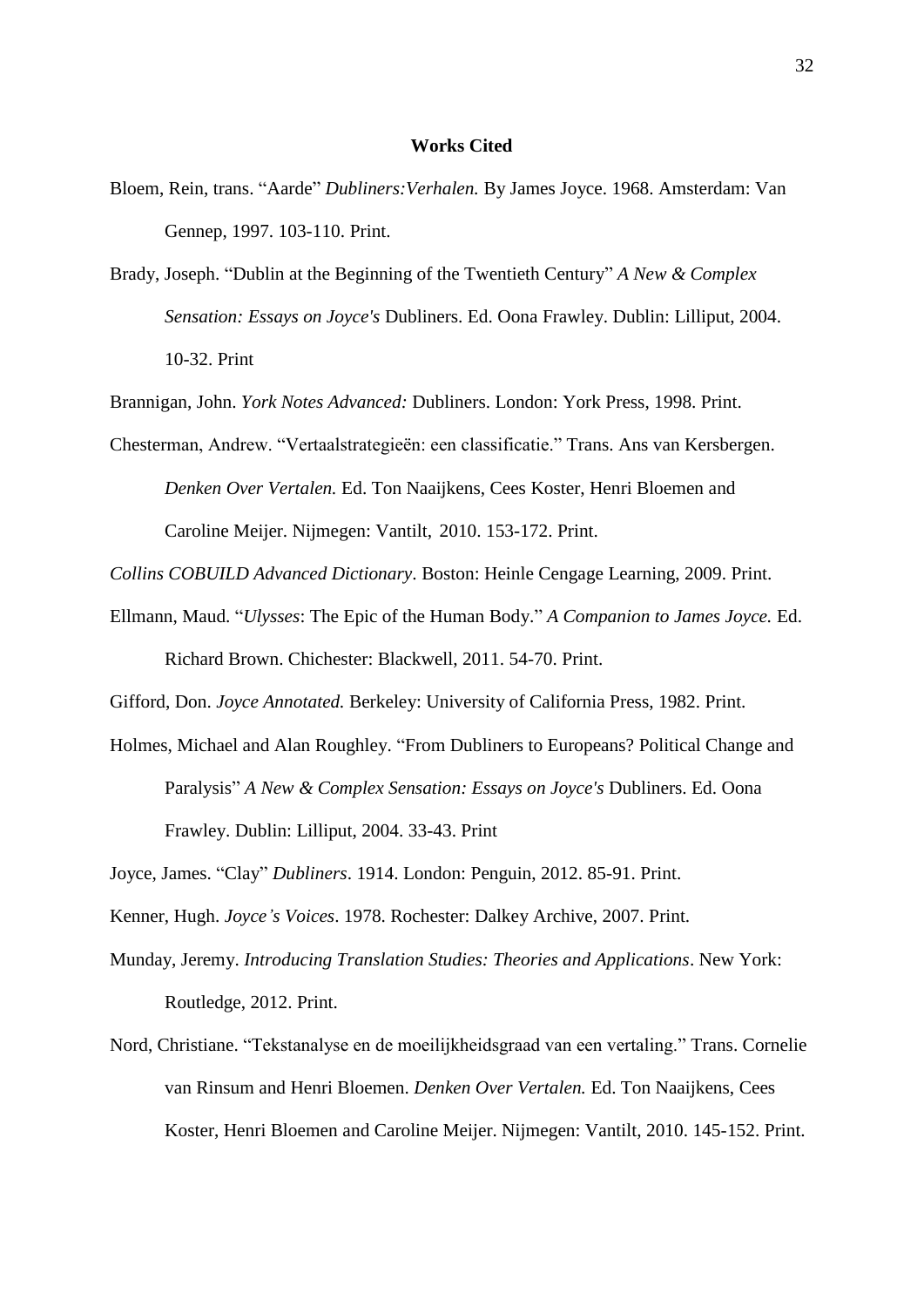**Works Cited**

Bloem, Rein, trans. "Aarde" *Dubliners:Verhalen.* By James Joyce. 1968. Amsterdam: Van Gennep, 1997. 103-110. Print.

Brady, Joseph. "Dublin at the Beginning of the Twentieth Century" *A New & Complex Sensation: Essays on Joyce's* Dubliners. Ed. Oona Frawley. Dublin: Lilliput, 2004. 10-32. Print

Brannigan, John. *York Notes Advanced:* Dubliners. London: York Press, 1998. Print.

Chesterman, Andrew. "Vertaalstrategieën: een classificatie." Trans. Ans van Kersbergen. *Denken Over Vertalen.* Ed. Ton Naaijkens, Cees Koster, Henri Bloemen and Caroline Meijer. Nijmegen: Vantilt, 2010. 153-172. Print.

*Collins COBUILD Advanced Dictionary*. Boston: Heinle Cengage Learning, 2009. Print.

Ellmann, Maud. "*Ulysses*: The Epic of the Human Body." *A Companion to James Joyce.* Ed. Richard Brown. Chichester: Blackwell, 2011. 54-70. Print.

Gifford, Don. *Joyce Annotated.* Berkeley: University of California Press, 1982. Print.

Holmes, Michael and Alan Roughley. "From Dubliners to Europeans? Political Change and Paralysis" *A New & Complex Sensation: Essays on Joyce's* Dubliners. Ed. Oona Frawley. Dublin: Lilliput, 2004. 33-43. Print

Joyce, James. "Clay" *Dubliners*. 1914. London: Penguin, 2012. 85-91. Print.

Kenner, Hugh. *Joyce's Voices*. 1978. Rochester: Dalkey Archive, 2007. Print.

Munday, Jeremy. *Introducing Translation Studies: Theories and Applications*. New York: Routledge, 2012. Print.

Nord, Christiane. "Tekstanalyse en de moeilijkheidsgraad van een vertaling." Trans. Cornelie van Rinsum and Henri Bloemen. *Denken Over Vertalen.* Ed. Ton Naaijkens, Cees Koster, Henri Bloemen and Caroline Meijer. Nijmegen: Vantilt, 2010. 145-152. Print.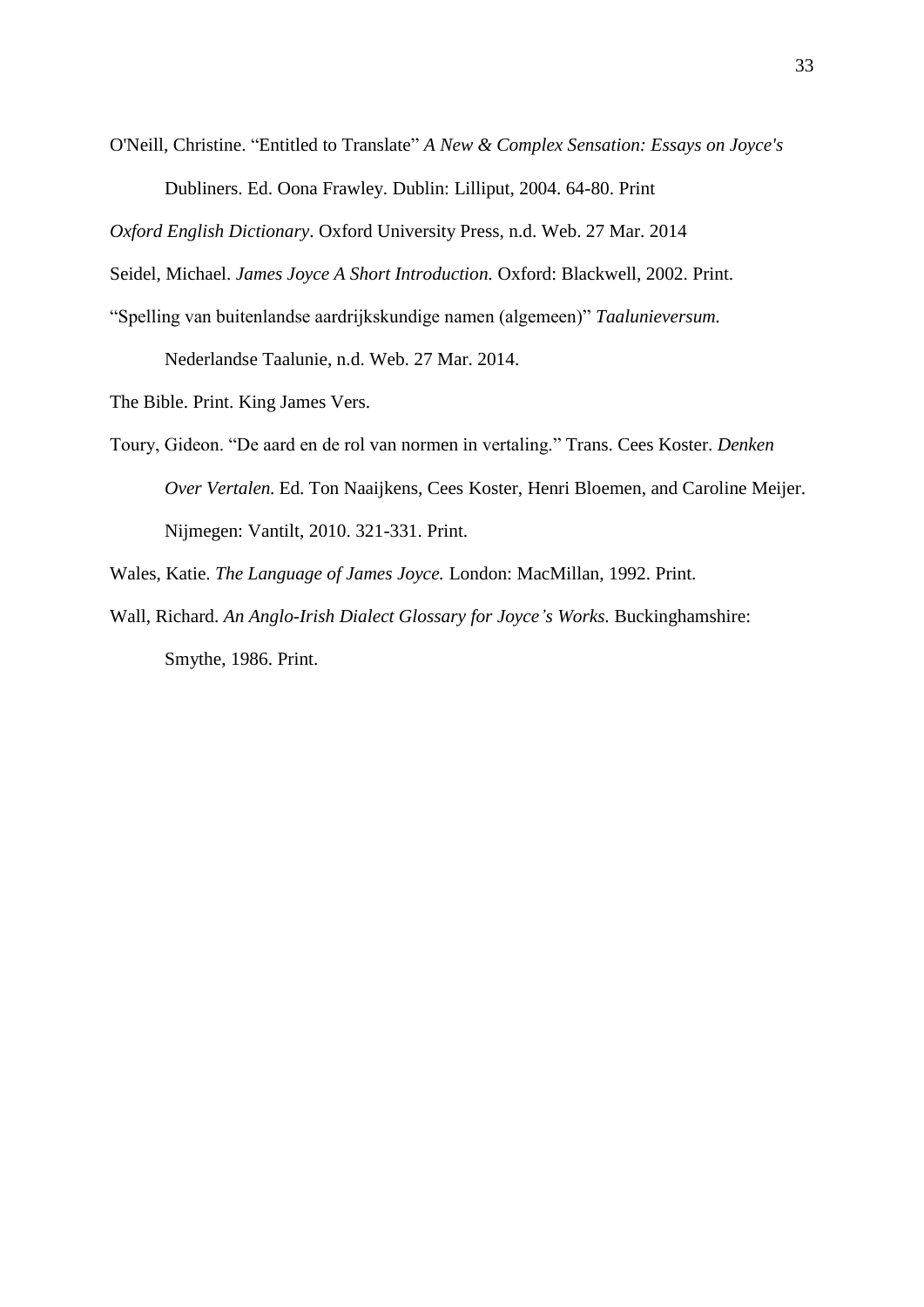O'Neill, Christine. “Entitled to Translate” *A New & Complex Sensation: Essays on Joyce's* Dubliners. Ed. Oona Frawley. Dublin: Lilliput, 2004. 64-80. Print

*Oxford English Dictionary*. Oxford University Press, n.d. Web. 27 Mar. 2014

Seidel, Michael. *James Joyce A Short Introduction.* Oxford: Blackwell, 2002. Print.

“Spelling van buitenlandse aardrijkskundige namen (algemeen)” *Taalunieversum.* Nederlandse Taalunie, n.d. Web. 27 Mar. 2014.

The Bible. Print. King James Vers.

Toury, Gideon. “De aard en de rol van normen in vertaling.” Trans. Cees Koster. *Denken Over Vertalen.* Ed. Ton Naaijkens, Cees Koster, Henri Bloemen, and Caroline Meijer. Nijmegen: Vantilt, 2010. 321-331. Print.

Wales, Katie. *The Language of James Joyce.* London: MacMillan, 1992. Print.

Wall, Richard. *An Anglo-Irish Dialect Glossary for Joyce’s Works.* Buckinghamshire: Smythe, 1986. Print.